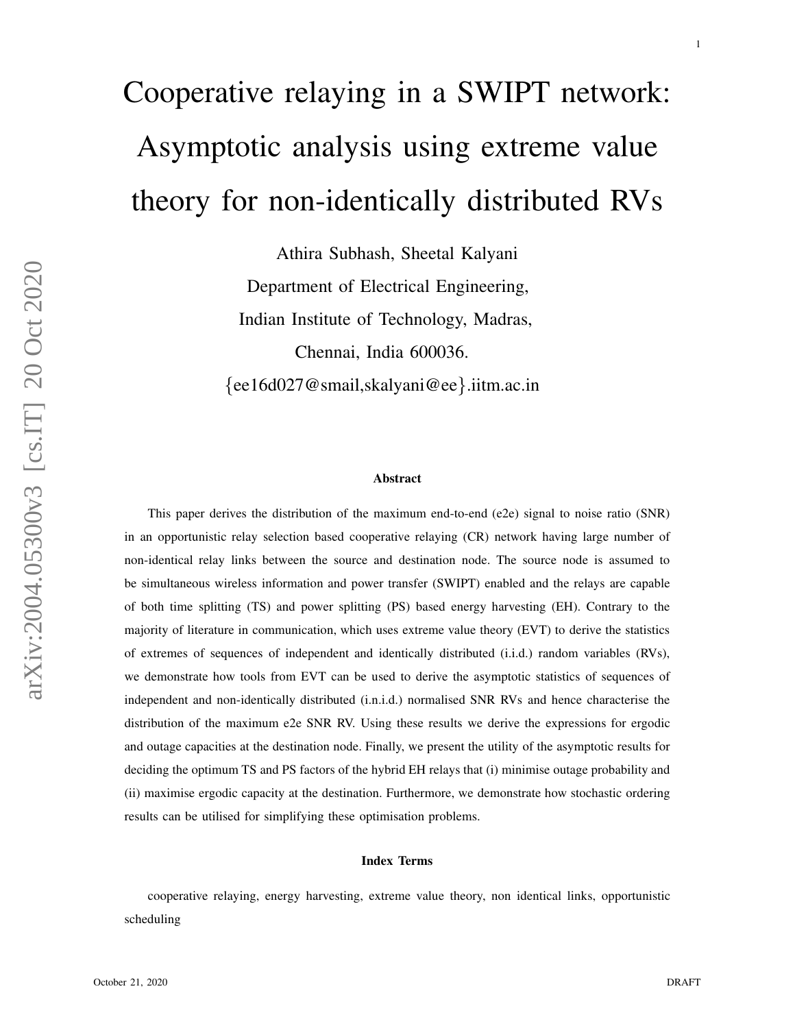# Cooperative relaying in a SWIPT network: Asymptotic analysis using extreme value theory for non-identically distributed RVs

Athira Subhash, Sheetal Kalyani

Department of Electrical Engineering,

Indian Institute of Technology, Madras,

Chennai, India 600036.

{ee16d027@smail,skalyani@ee}.iitm.ac.in

### Abstract

This paper derives the distribution of the maximum end-to-end (e2e) signal to noise ratio (SNR) in an opportunistic relay selection based cooperative relaying (CR) network having large number of non-identical relay links between the source and destination node. The source node is assumed to be simultaneous wireless information and power transfer (SWIPT) enabled and the relays are capable of both time splitting (TS) and power splitting (PS) based energy harvesting (EH). Contrary to the majority of literature in communication, which uses extreme value theory (EVT) to derive the statistics of extremes of sequences of independent and identically distributed (i.i.d.) random variables (RVs), we demonstrate how tools from EVT can be used to derive the asymptotic statistics of sequences of independent and non-identically distributed (i.n.i.d.) normalised SNR RVs and hence characterise the distribution of the maximum e2e SNR RV. Using these results we derive the expressions for ergodic and outage capacities at the destination node. Finally, we present the utility of the asymptotic results for deciding the optimum TS and PS factors of the hybrid EH relays that (i) minimise outage probability and (ii) maximise ergodic capacity at the destination. Furthermore, we demonstrate how stochastic ordering results can be utilised for simplifying these optimisation problems.

### Index Terms

cooperative relaying, energy harvesting, extreme value theory, non identical links, opportunistic scheduling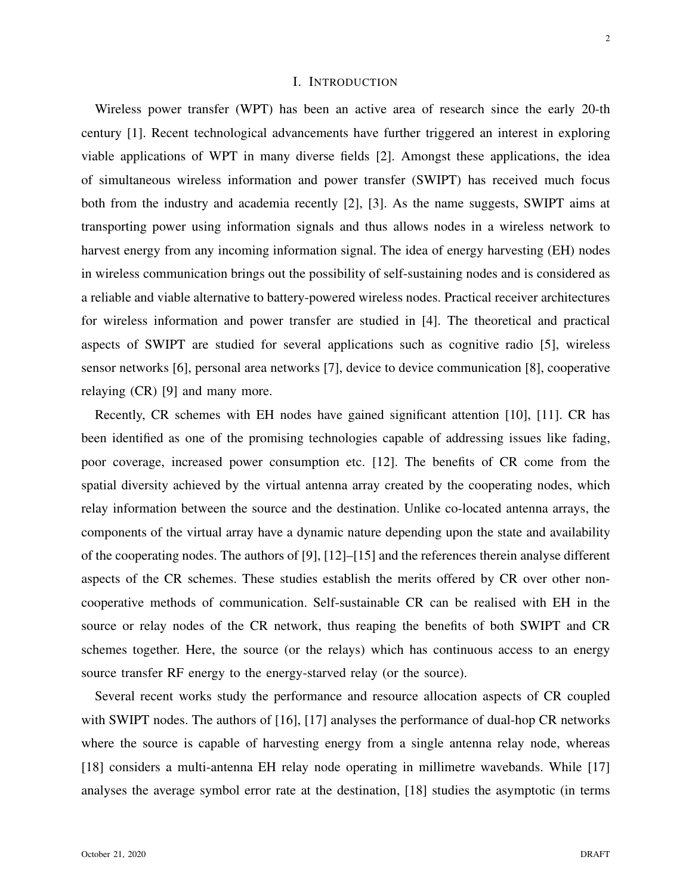## I. Introduction

Wireless power transfer (WPT) has been an active area of research since the early 20-th century [1]. Recent technological advancements have further triggered an interest in exploring viable applications of WPT in many diverse fields [2]. Amongst these applications, the idea of simultaneous wireless information and power transfer (SWIPT) has received much focus both from the industry and academia recently [2], [3]. As the name suggests, SWIPT aims at transporting power using information signals and thus allows nodes in a wireless network to harvest energy from any incoming information signal. The idea of energy harvesting (EH) nodes in wireless communication brings out the possibility of self-sustaining nodes and is considered as a reliable and viable alternative to battery-powered wireless nodes. Practical receiver architectures for wireless information and power transfer are studied in [4]. The theoretical and practical aspects of SWIPT are studied for several applications such as cognitive radio [5], wireless sensor networks [6], personal area networks [7], device to device communication [8], cooperative relaying (CR) [9] and many more.

Recently, CR schemes with EH nodes have gained significant attention [10], [11]. CR has been identified as one of the promising technologies capable of addressing issues like fading, poor coverage, increased power consumption etc. [12]. The benefits of CR come from the spatial diversity achieved by the virtual antenna array created by the cooperating nodes, which relay information between the source and the destination. Unlike co-located antenna arrays, the components of the virtual array have a dynamic nature depending upon the state and availability of the cooperating nodes. The authors of [9], [12]–[15] and the references therein analyse different aspects of the CR schemes. These studies establish the merits offered by CR over other non-cooperative methods of communication. Self-sustainable CR can be realised with EH in the source or relay nodes of the CR network, thus reaping the benefits of both SWIPT and CR schemes together. Here, the source (or the relays) which has continuous access to an energy source transfer RF energy to the energy-starved relay (or the source).

Several recent works study the performance and resource allocation aspects of CR coupled with SWIPT nodes. The authors of [16], [17] analyses the performance of dual-hop CR networks where the source is capable of harvesting energy from a single antenna relay node, whereas [18] considers a multi-antenna EH relay node operating in millimetre wavebands. While [17] analyses the average symbol error rate at the destination, [18] studies the asymptotic (in terms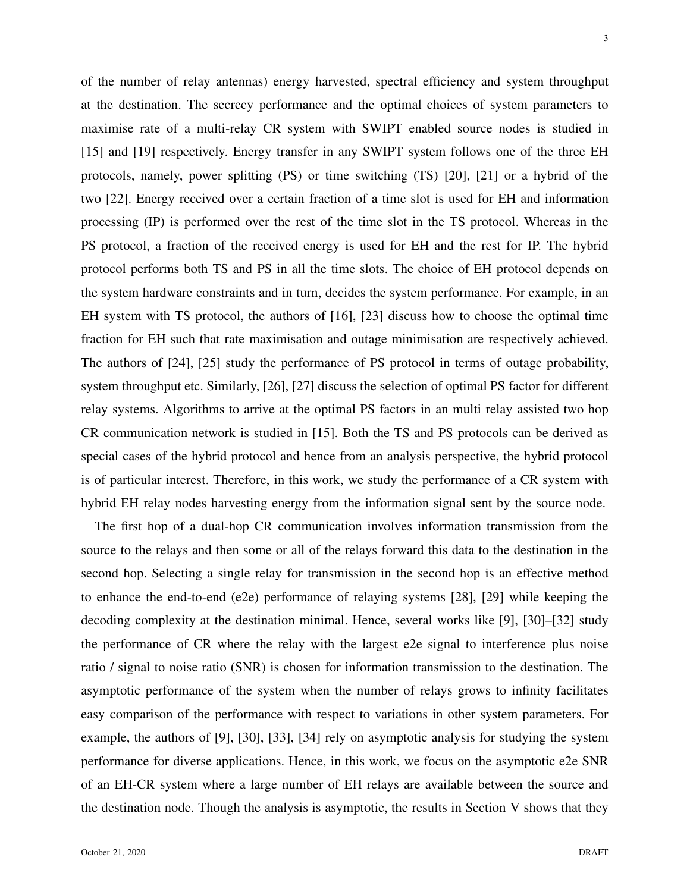of the number of relay antennas) energy harvested, spectral efficiency and system throughput at the destination. The secrecy performance and the optimal choices of system parameters to maximise rate of a multi-relay CR system with SWIPT enabled source nodes is studied in [15] and [19] respectively. Energy transfer in any SWIPT system follows one of the three EH protocols, namely, power splitting (PS) or time switching (TS) [20], [21] or a hybrid of the two [22]. Energy received over a certain fraction of a time slot is used for EH and information processing (IP) is performed over the rest of the time slot in the TS protocol. Whereas in the PS protocol, a fraction of the received energy is used for EH and the rest for IP. The hybrid protocol performs both TS and PS in all the time slots. The choice of EH protocol depends on the system hardware constraints and in turn, decides the system performance. For example, in an EH system with TS protocol, the authors of [16], [23] discuss how to choose the optimal time fraction for EH such that rate maximisation and outage minimisation are respectively achieved. The authors of [24], [25] study the performance of PS protocol in terms of outage probability, system throughput etc. Similarly, [26], [27] discuss the selection of optimal PS factor for different relay systems. Algorithms to arrive at the optimal PS factors in an multi relay assisted two hop CR communication network is studied in [15]. Both the TS and PS protocols can be derived as special cases of the hybrid protocol and hence from an analysis perspective, the hybrid protocol is of particular interest. Therefore, in this work, we study the performance of a CR system with hybrid EH relay nodes harvesting energy from the information signal sent by the source node.

The first hop of a dual-hop CR communication involves information transmission from the source to the relays and then some or all of the relays forward this data to the destination in the second hop. Selecting a single relay for transmission in the second hop is an effective method to enhance the end-to-end (e2e) performance of relaying systems [28], [29] while keeping the decoding complexity at the destination minimal. Hence, several works like [9], [30]–[32] study the performance of CR where the relay with the largest e2e signal to interference plus noise ratio / signal to noise ratio (SNR) is chosen for information transmission to the destination. The asymptotic performance of the system when the number of relays grows to infinity facilitates easy comparison of the performance with respect to variations in other system parameters. For example, the authors of [9], [30], [33], [34] rely on asymptotic analysis for studying the system performance for diverse applications. Hence, in this work, we focus on the asymptotic e2e SNR of an EH-CR system where a large number of EH relays are available between the source and the destination node. Though the analysis is asymptotic, the results in Section V shows that they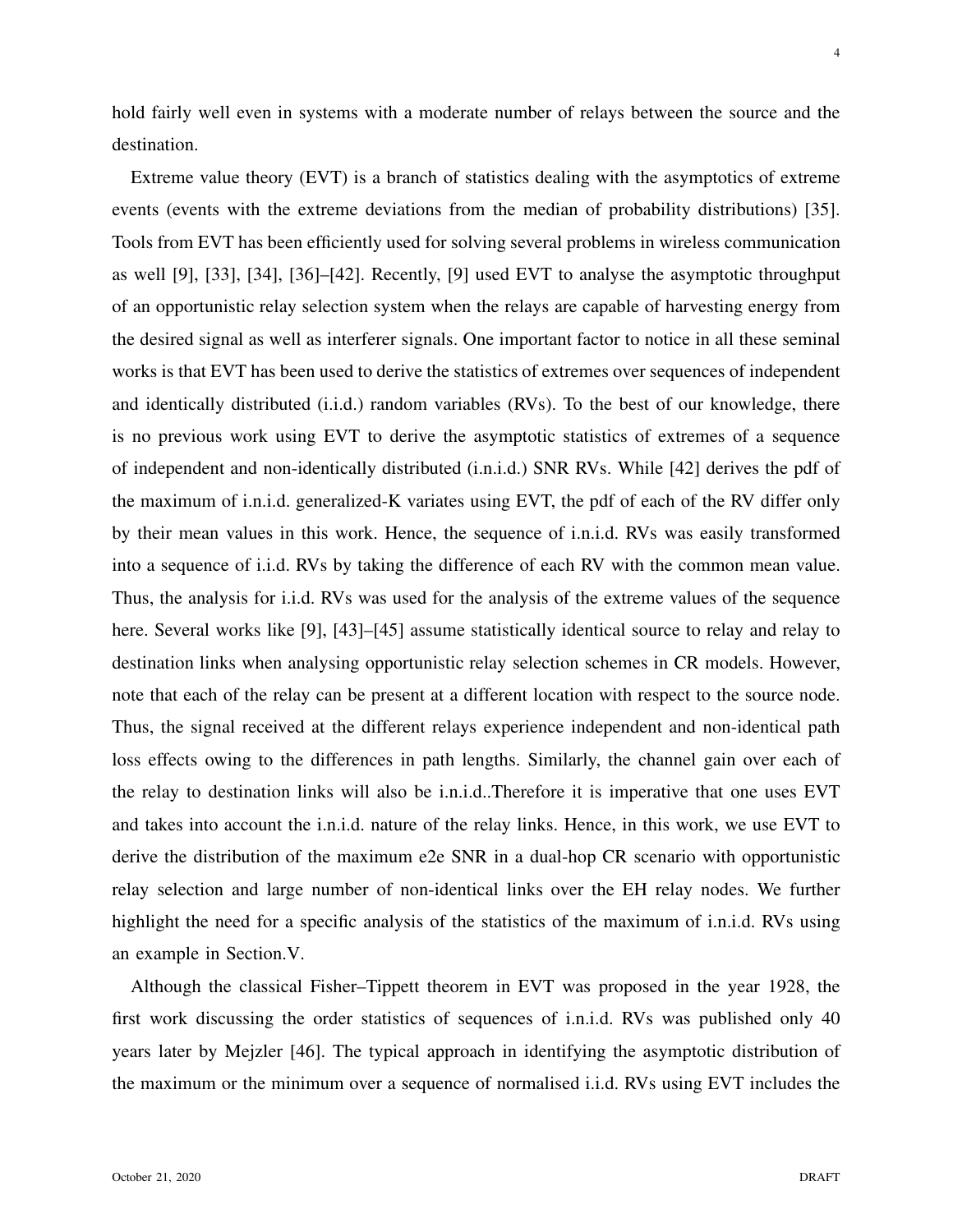hold fairly well even in systems with a moderate number of relays between the source and the destination.

Extreme value theory (EVT) is a branch of statistics dealing with the asymptotics of extreme events (events with the extreme deviations from the median of probability distributions) [35]. Tools from EVT has been efficiently used for solving several problems in wireless communication as well [9], [33], [34], [36]–[42]. Recently, [9] used EVT to analyse the asymptotic throughput of an opportunistic relay selection system when the relays are capable of harvesting energy from the desired signal as well as interferer signals. One important factor to notice in all these seminal works is that EVT has been used to derive the statistics of extremes over sequences of independent and identically distributed (i.i.d.) random variables (RVs). To the best of our knowledge, there is no previous work using EVT to derive the asymptotic statistics of extremes of a sequence of independent and non-identically distributed (i.n.i.d.) SNR RVs. While [42] derives the pdf of the maximum of i.n.i.d. generalized-K variates using EVT, the pdf of each of the RV differ only by their mean values in this work. Hence, the sequence of i.n.i.d. RVs was easily transformed into a sequence of i.i.d. RVs by taking the difference of each RV with the common mean value. Thus, the analysis for i.i.d. RVs was used for the analysis of the extreme values of the sequence here. Several works like [9], [43]–[45] assume statistically identical source to relay and relay to destination links when analysing opportunistic relay selection schemes in CR models. However, note that each of the relay can be present at a different location with respect to the source node. Thus, the signal received at the different relays experience independent and non-identical path loss effects owing to the differences in path lengths. Similarly, the channel gain over each of the relay to destination links will also be i.n.i.d..Therefore it is imperative that one uses EVT and takes into account the i.n.i.d. nature of the relay links. Hence, in this work, we use EVT to derive the distribution of the maximum e2e SNR in a dual-hop CR scenario with opportunistic relay selection and large number of non-identical links over the EH relay nodes. We further highlight the need for a specific analysis of the statistics of the maximum of i.n.i.d. RVs using an example in Section.V.

Although the classical Fisher–Tippett theorem in EVT was proposed in the year 1928, the first work discussing the order statistics of sequences of i.n.i.d. RVs was published only 40 years later by Mejzler [46]. The typical approach in identifying the asymptotic distribution of the maximum or the minimum over a sequence of normalised i.i.d. RVs using EVT includes the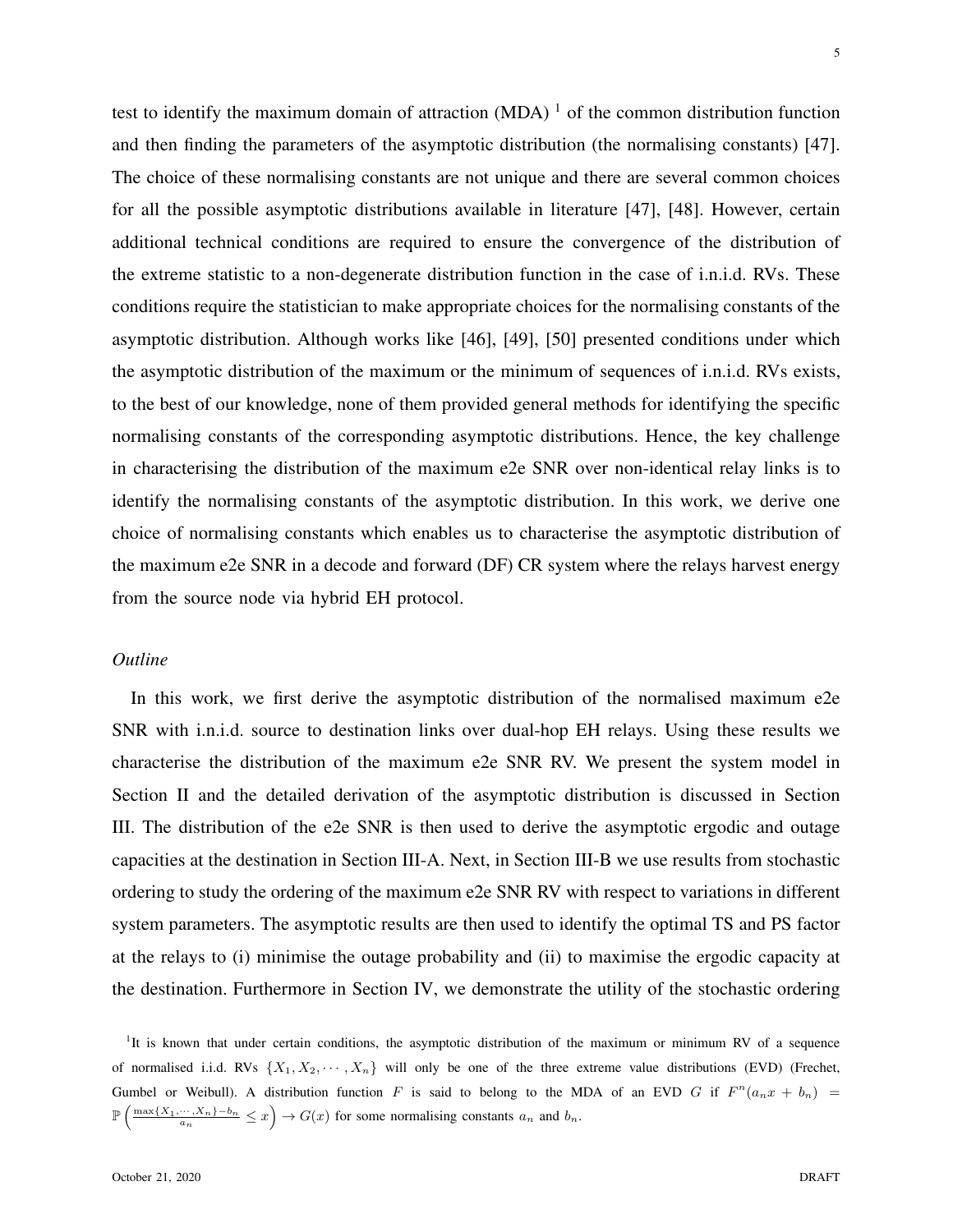test to identify the maximum domain of attraction (MDA) [1] of the common distribution function and then finding the parameters of the asymptotic distribution (the normalising constants) [47]. The choice of these normalising constants are not unique and there are several common choices for all the possible asymptotic distributions available in literature [47], [48]. However, certain additional technical conditions are required to ensure the convergence of the distribution of the extreme statistic to a non-degenerate distribution function in the case of i.n.i.d. RVs. These conditions require the statistician to make appropriate choices for the normalising constants of the asymptotic distribution. Although works like [46], [49], [50] presented conditions under which the asymptotic distribution of the maximum or the minimum of sequences of i.n.i.d. RVs exists, to the best of our knowledge, none of them provided general methods for identifying the specific normalising constants of the corresponding asymptotic distributions. Hence, the key challenge in characterising the distribution of the maximum e2e SNR over non-identical relay links is to identify the normalising constants of the asymptotic distribution. In this work, we derive one choice of normalising constants which enables us to characterise the asymptotic distribution of the maximum e2e SNR in a decode and forward (DF) CR system where the relays harvest energy from the source node via hybrid EH protocol.

*Outline*

In this work, we first derive the asymptotic distribution of the normalised maximum e2e SNR with i.n.i.d. source to destination links over dual-hop EH relays. Using these results we characterise the distribution of the maximum e2e SNR RV. We present the system model in Section II and the detailed derivation of the asymptotic distribution is discussed in Section III. The distribution of the e2e SNR is then used to derive the asymptotic ergodic and outage capacities at the destination in Section III-A. Next, in Section III-B we use results from stochastic ordering to study the ordering of the maximum e2e SNR RV with respect to variations in different system parameters. The asymptotic results are then used to identify the optimal TS and PS factor at the relays to (i) minimise the outage probability and (ii) to maximise the ergodic capacity at the destination. Furthermore in Section IV, we demonstrate the utility of the stochastic ordering

[1]It is known that under certain conditions, the asymptotic distribution of the maximum or minimum RV of a sequence of normalised i.i.d. RVs $\{X_1, X_2, \cdots, X_n\}$ will only be one of the three extreme value distributions (EVD) (Frechet, Gumbel or Weibull). A distribution function $F$ is said to belong to the MDA of an EVD $G$ if $F^n(a_n x + b_n) = \mathbb{P}\left(\frac{\max\{X_1,\cdots,X_n\}-b_n}{a_n} \leq x\right) \to G(x)$ for some normalising constants $a_n$ and $b_n$.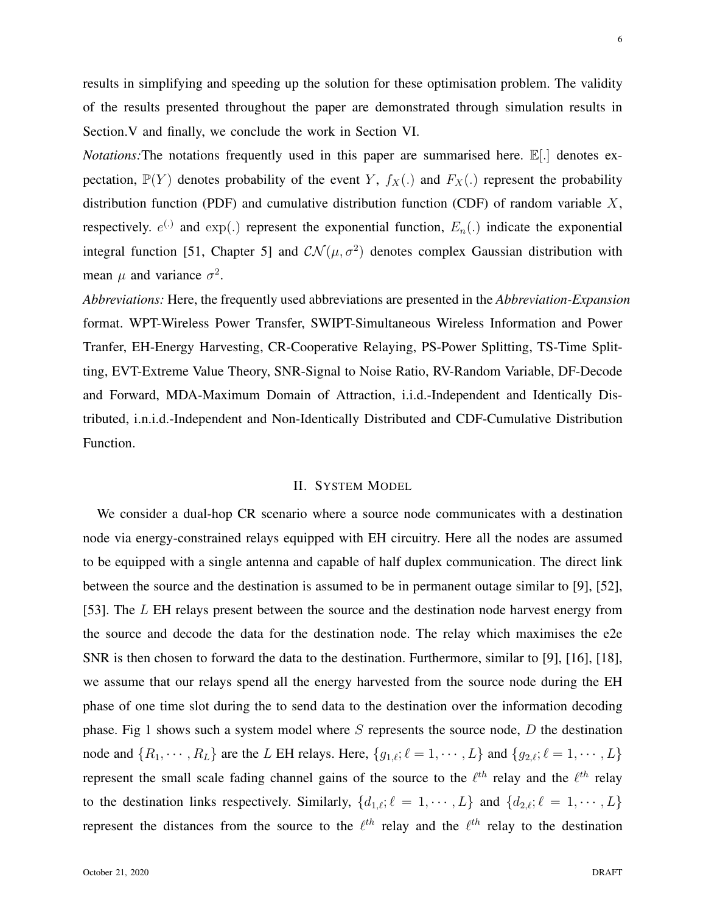results in simplifying and speeding up the solution for these optimisation problem. The validity of the results presented throughout the paper are demonstrated through simulation results in Section.V and finally, we conclude the work in Section VI.

*Notations:*The notations frequently used in this paper are summarised here. $\mathbb{E}[.]$ denotes expectation, $\mathbb{P}(Y)$ denotes probability of the event $Y$, $f_X(.)$ and $F_X(.)$ represent the probability distribution function (PDF) and cumulative distribution function (CDF) of random variable $X$, respectively. $e^{(.)}$ and $\exp(.)$ represent the exponential function, $E_n(.)$ indicate the exponential integral function [51, Chapter 5] and $\mathcal{CN}(\mu, \sigma^2)$ denotes complex Gaussian distribution with mean $\mu$ and variance $\sigma^2$.

*Abbreviations:* Here, the frequently used abbreviations are presented in the *Abbreviation-Expansion* format. WPT-Wireless Power Transfer, SWIPT-Simultaneous Wireless Information and Power Tranfer, EH-Energy Harvesting, CR-Cooperative Relaying, PS-Power Splitting, TS-Time Splitting, EVT-Extreme Value Theory, SNR-Signal to Noise Ratio, RV-Random Variable, DF-Decode and Forward, MDA-Maximum Domain of Attraction, i.i.d.-Independent and Identically Distributed, i.n.i.d.-Independent and Non-Identically Distributed and CDF-Cumulative Distribution Function.

## II. System Model

We consider a dual-hop CR scenario where a source node communicates with a destination node via energy-constrained relays equipped with EH circuitry. Here all the nodes are assumed to be equipped with a single antenna and capable of half duplex communication. The direct link between the source and the destination is assumed to be in permanent outage similar to [9], [52], [53]. The $L$ EH relays present between the source and the destination node harvest energy from the source and decode the data for the destination node. The relay which maximises the e2e SNR is then chosen to forward the data to the destination. Furthermore, similar to [9], [16], [18], we assume that our relays spend all the energy harvested from the source node during the EH phase of one time slot during the to send data to the destination over the information decoding phase. Fig 1 shows such a system model where $S$ represents the source node, $D$ the destination node and $\{R_1, \cdots, R_L\}$ are the $L$ EH relays. Here, $\{g_{1,\ell}; \ell = 1, \cdots, L\}$ and $\{g_{2,\ell}; \ell = 1, \cdots, L\}$ represent the small scale fading channel gains of the source to the $\ell^{th}$ relay and the $\ell^{th}$ relay to the destination links respectively. Similarly, $\{d_{1,\ell}; \ell = 1, \cdots, L\}$ and $\{d_{2,\ell}; \ell = 1, \cdots, L\}$ represent the distances from the source to the $\ell^{th}$ relay and the $\ell^{th}$ relay to the destination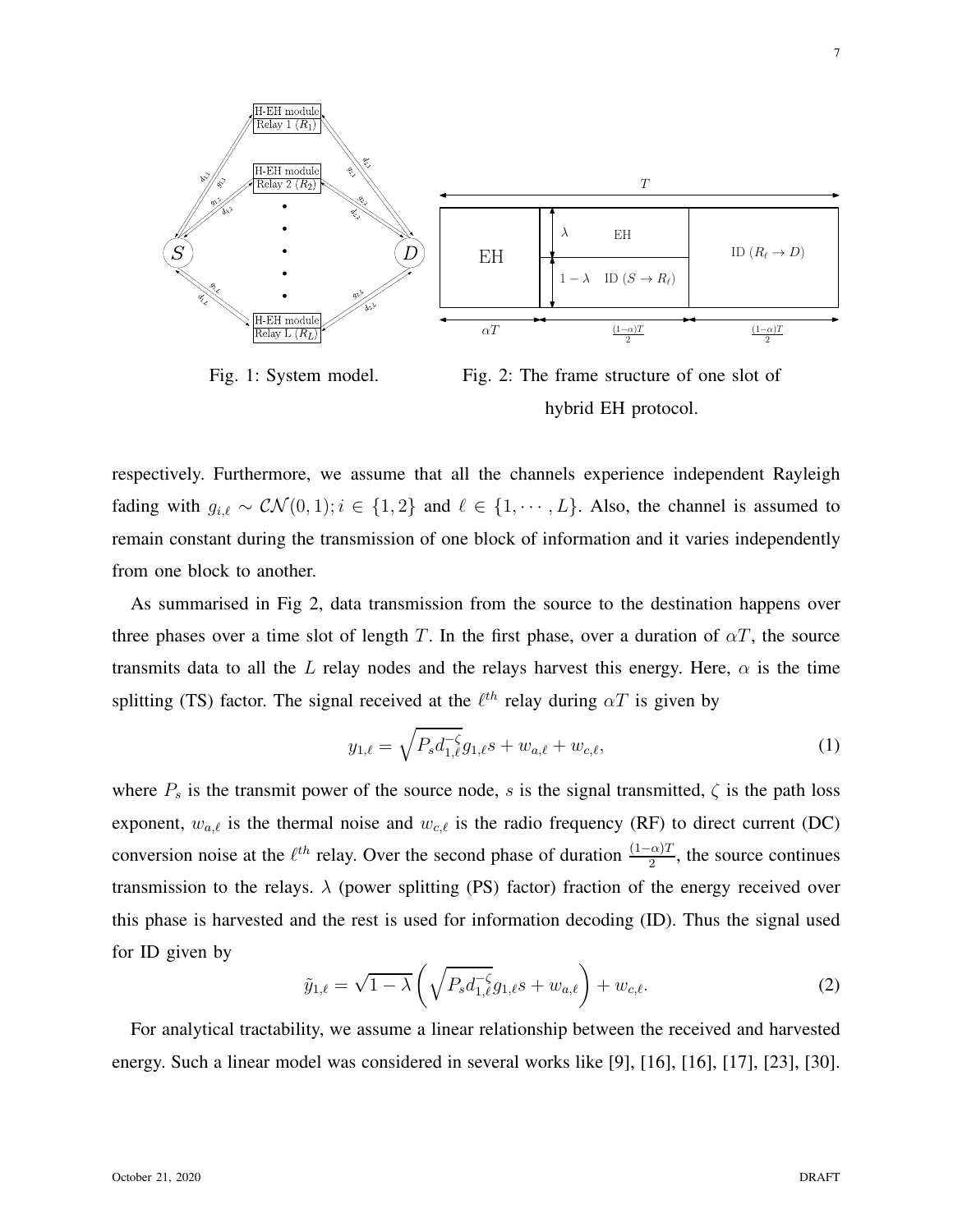Fig. 1: System model.

Fig. 2: The frame structure of one slot of hybrid EH protocol.

respectively. Furthermore, we assume that all the channels experience independent Rayleigh fading with $g_{i,\ell} \sim \mathcal{CN}(0,1); i \in \{1,2\}$ and $\ell \in \{1, \cdots, L\}$. Also, the channel is assumed to remain constant during the transmission of one block of information and it varies independently from one block to another.

As summarised in Fig 2, data transmission from the source to the destination happens over three phases over a time slot of length $T$. In the first phase, over a duration of $\alpha T$, the source transmits data to all the $L$ relay nodes and the relays harvest this energy. Here, $\alpha$ is the time splitting (TS) factor. The signal received at the $\ell^{th}$ relay during $\alpha T$ is given by

$$y_{1,\ell} = \sqrt{P_s d_{1,\ell}^{-\zeta}} g_{1,\ell} s + w_{a,\ell} + w_{c,\ell}, \tag{1}$$

where $P_s$ is the transmit power of the source node, $s$ is the signal transmitted, $\zeta$ is the path loss exponent, $w_{a,\ell}$ is the thermal noise and $w_{c,\ell}$ is the radio frequency (RF) to direct current (DC) conversion noise at the $\ell^{th}$ relay. Over the second phase of duration $\frac{(1-\alpha)T}{2}$, the source continues transmission to the relays. $\lambda$ (power splitting (PS) factor) fraction of the energy received over this phase is harvested and the rest is used for information decoding (ID). Thus the signal used for ID given by

$$\tilde{y}_{1,\ell} = \sqrt{1-\lambda}\left(\sqrt{P_s d_{1,\ell}^{-\zeta}} g_{1,\ell} s + w_{a,\ell}\right) + w_{c,\ell}. \tag{2}$$

For analytical tractability, we assume a linear relationship between the received and harvested energy. Such a linear model was considered in several works like [9], [16], [16], [17], [23], [30].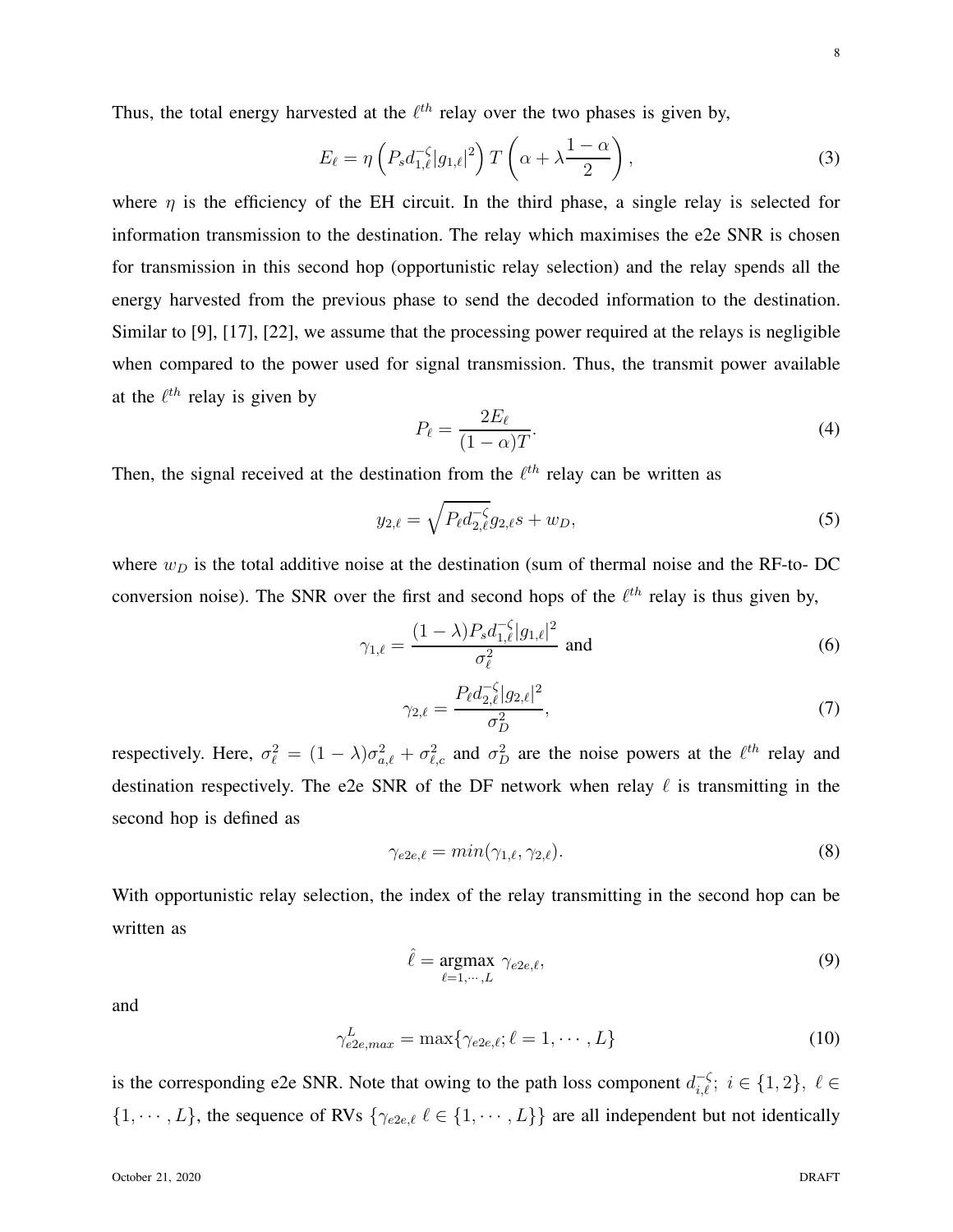Thus, the total energy harvested at the $\ell^{th}$ relay over the two phases is given by,

$$E_\ell = \eta \left( P_s d_{1,\ell}^{-\zeta} |g_{1,\ell}|^2 \right) T \left( \alpha + \lambda \frac{1-\alpha}{2} \right), \tag{3}$$

where $\eta$ is the efficiency of the EH circuit. In the third phase, a single relay is selected for information transmission to the destination. The relay which maximises the e2e SNR is chosen for transmission in this second hop (opportunistic relay selection) and the relay spends all the energy harvested from the previous phase to send the decoded information to the destination. Similar to [9], [17], [22], we assume that the processing power required at the relays is negligible when compared to the power used for signal transmission. Thus, the transmit power available at the $\ell^{th}$ relay is given by

$$P_\ell = \frac{2E_\ell}{(1-\alpha)T}. \tag{4}$$

Then, the signal received at the destination from the $\ell^{th}$ relay can be written as

$$y_{2,\ell} = \sqrt{P_\ell d_{2,\ell}^{-\zeta}} g_{2,\ell} s + w_D, \tag{5}$$

where $w_D$ is the total additive noise at the destination (sum of thermal noise and the RF-to- DC conversion noise). The SNR over the first and second hops of the $\ell^{th}$ relay is thus given by,

$$\gamma_{1,\ell} = \frac{(1-\lambda) P_s d_{1,\ell}^{-\zeta} |g_{1,\ell}|^2}{\sigma_\ell^2} \text{ and} \tag{6}$$

$$\gamma_{2,\ell} = \frac{P_\ell d_{2,\ell}^{-\zeta} |g_{2,\ell}|^2}{\sigma_D^2}, \tag{7}$$

respectively. Here, $\sigma_\ell^2 = (1-\lambda)\sigma_{a,\ell}^2 + \sigma_{\ell,c}^2$ and $\sigma_D^2$ are the noise powers at the $\ell^{th}$ relay and destination respectively. The e2e SNR of the DF network when relay $\ell$ is transmitting in the second hop is defined as

$$\gamma_{e2e,\ell} = min(\gamma_{1,\ell}, \gamma_{2,\ell}). \tag{8}$$

With opportunistic relay selection, the index of the relay transmitting in the second hop can be written as

$$\hat{\ell} = \underset{\ell=1,\cdots,L}{\text{argmax}} \ \gamma_{e2e,\ell}, \tag{9}$$

and

$$\gamma_{e2e,max}^{L} = \max\{\gamma_{e2e,\ell}; \ell = 1, \cdots, L\} \tag{10}$$

is the corresponding e2e SNR. Note that owing to the path loss component $d_{i,\ell}^{-\zeta};\ i \in \{1,2\},\ \ell \in \{1, \cdots, L\}$, the sequence of RVs $\{\gamma_{e2e,\ell}\ \ell \in \{1, \cdots, L\}\}$ are all independent but not identically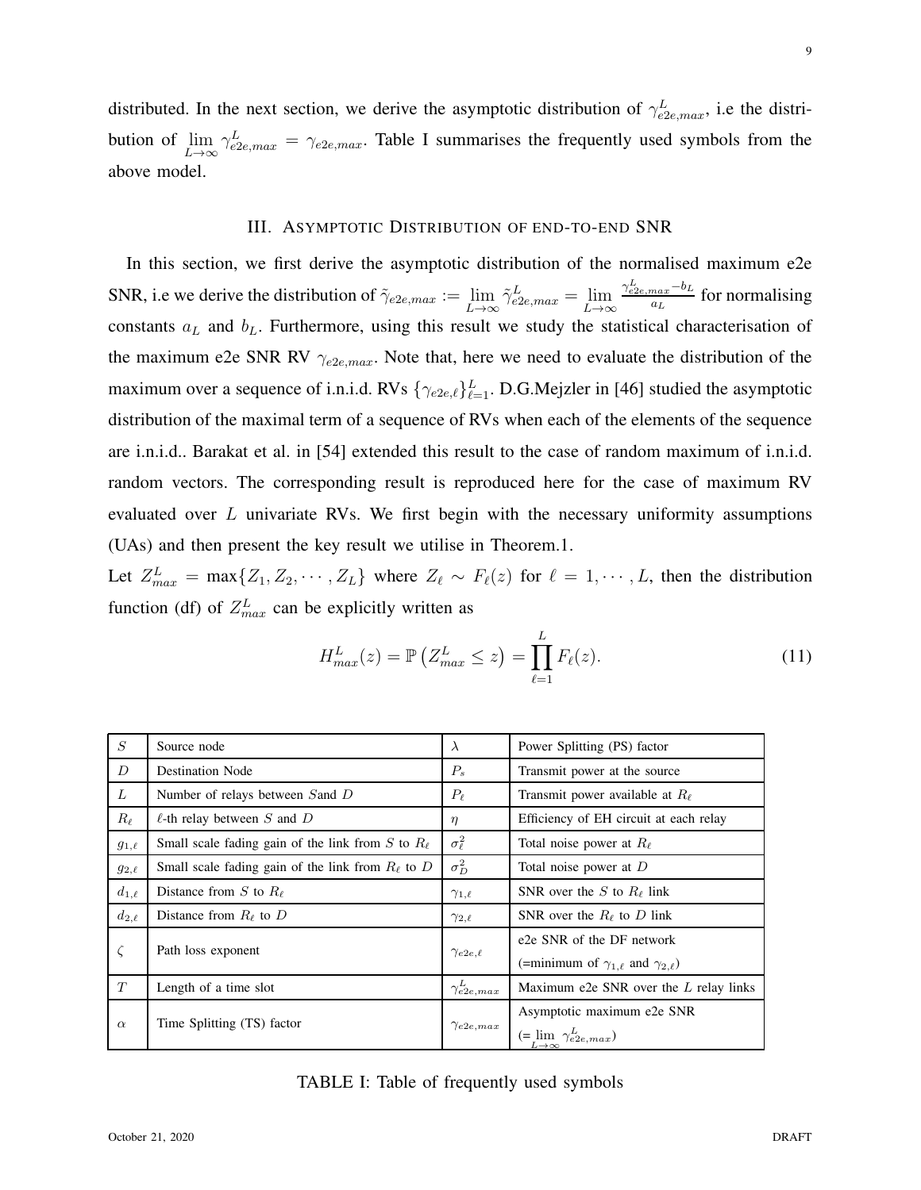distributed. In the next section, we derive the asymptotic distribution of $\gamma_{e2e,max}^{L}$, i.e the distribution of $\lim_{L\to\infty} \gamma_{e2e,max}^{L} = \gamma_{e2e,max}$. Table I summarises the frequently used symbols from the above model.

## III. Asymptotic Distribution of end-to-end SNR

In this section, we first derive the asymptotic distribution of the normalised maximum e2e SNR, i.e we derive the distribution of $\tilde{\gamma}_{e2e,max} := \lim_{L\to\infty} \tilde{\gamma}_{e2e,max}^{L} = \lim_{L\to\infty} \frac{\gamma_{e2e,max}^{L} - b_L}{a_L}$ for normalising constants $a_L$ and $b_L$. Furthermore, using this result we study the statistical characterisation of the maximum e2e SNR RV $\gamma_{e2e,max}$. Note that, here we need to evaluate the distribution of the maximum over a sequence of i.n.i.d. RVs $\{\gamma_{e2e,\ell}\}_{\ell=1}^{L}$. D.G.Mejzler in [46] studied the asymptotic distribution of the maximal term of a sequence of RVs when each of the elements of the sequence are i.n.i.d.. Barakat et al. in [54] extended this result to the case of random maximum of i.n.i.d. random vectors. The corresponding result is reproduced here for the case of maximum RV evaluated over $L$ univariate RVs. We first begin with the necessary uniformity assumptions (UAs) and then present the key result we utilise in Theorem.1.

Let $Z_{max}^{L} = \max\{Z_1, Z_2, \cdots, Z_L\}$ where $Z_\ell \sim F_\ell(z)$ for $\ell = 1, \cdots, L$, then the distribution function (df) of $Z_{max}^{L}$ can be explicitly written as

$$H_{max}^{L}(z) = \mathbb{P}\left(Z_{max}^{L} \leq z\right) = \prod_{\ell=1}^{L} F_\ell(z). \tag{11}$$

| $S$ | Source node | $\lambda$ | Power Splitting (PS) factor |
|---|---|---|---|
| $D$ | Destination Node | $P_s$ | Transmit power at the source |
| $L$ | Number of relays between $S$and $D$ | $P_\ell$ | Transmit power available at $R_\ell$ |
| $R_\ell$ | $\ell$-th relay between $S$ and $D$ | $\eta$ | Efficiency of EH circuit at each relay |
| $g_{1,\ell}$ | Small scale fading gain of the link from $S$ to $R_\ell$ | $\sigma_\ell^2$ | Total noise power at $R_\ell$ |
| $g_{2,\ell}$ | Small scale fading gain of the link from $R_\ell$ to $D$ | $\sigma_D^2$ | Total noise power at $D$ |
| $d_{1,\ell}$ | Distance from $S$ to $R_\ell$ | $\gamma_{1,\ell}$ | SNR over the $S$ to $R_\ell$ link |
| $d_{2,\ell}$ | Distance from $R_\ell$ to $D$ | $\gamma_{2,\ell}$ | SNR over the $R_\ell$ to $D$ link |
| $\zeta$ | Path loss exponent | $\gamma_{e2e,\ell}$ | e2e SNR of the DF network (=minimum of $\gamma_{1,\ell}$ and $\gamma_{2,\ell}$) |
| $T$ | Length of a time slot | $\gamma_{e2e,max}^{L}$ | Maximum e2e SNR over the $L$ relay links |
| $\alpha$ | Time Splitting (TS) factor | $\gamma_{e2e,max}$ | Asymptotic maximum e2e SNR (= $\lim_{L\to\infty} \gamma_{e2e,max}^{L}$) |

TABLE I: Table of frequently used symbols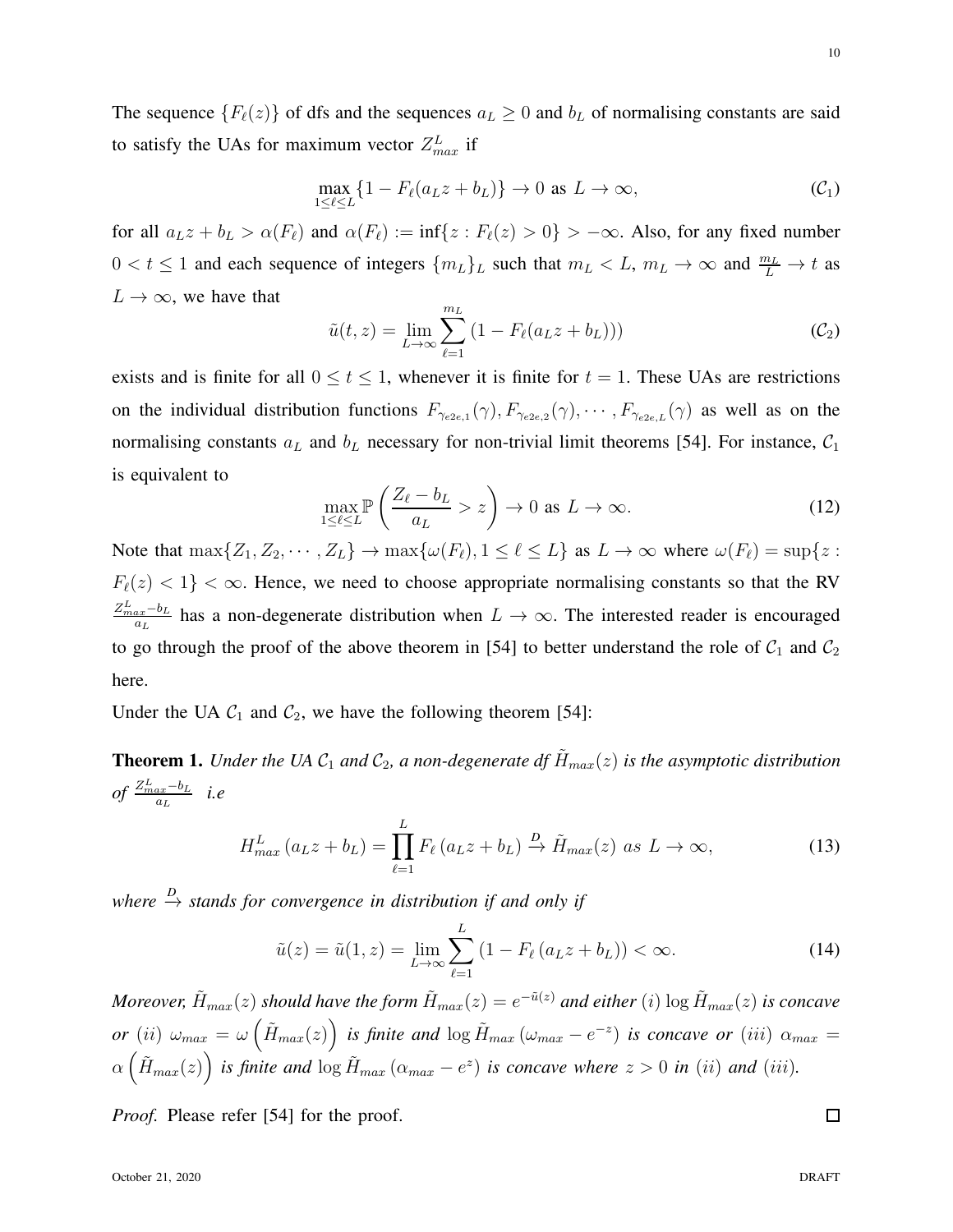The sequence $\{F_\ell(z)\}$ of dfs and the sequences $a_L \geq 0$ and $b_L$ of normalising constants are said to satisfy the UAs for maximum vector $Z^L_{max}$ if

$$\max_{1 \leq \ell \leq L} \{1 - F_\ell(a_L z + b_L)\} \to 0 \text{ as } L \to \infty, \tag{$\mathcal{C}_1$}$$

for all $a_L z + b_L > \alpha(F_\ell)$ and $\alpha(F_\ell) := \inf\{z : F_\ell(z) > 0\} > -\infty$. Also, for any fixed number $0 < t \leq 1$ and each sequence of integers $\{m_L\}_L$ such that $m_L < L$, $m_L \to \infty$ and $\frac{m_L}{L} \to t$ as $L \to \infty$, we have that

$$\tilde{u}(t, z) = \lim_{L \to \infty} \sum_{\ell=1}^{m_L} (1 - F_\ell(a_L z + b_L))) \tag{$\mathcal{C}_2$}$$

exists and is finite for all $0 \leq t \leq 1$, whenever it is finite for $t = 1$. These UAs are restrictions on the individual distribution functions $F_{\gamma_{e2e,1}}(\gamma), F_{\gamma_{e2e,2}}(\gamma), \cdots, F_{\gamma_{e2e,L}}(\gamma)$ as well as on the normalising constants $a_L$ and $b_L$ necessary for non-trivial limit theorems [54]. For instance, $\mathcal{C}_1$ is equivalent to

$$\max_{1 \leq \ell \leq L} \mathbb{P}\left(\frac{Z_\ell - b_L}{a_L} > z\right) \to 0 \text{ as } L \to \infty. \tag{12}$$

Note that $\max\{Z_1, Z_2, \cdots, Z_L\} \to \max\{\omega(F_\ell), 1 \leq \ell \leq L\}$ as $L \to \infty$ where $\omega(F_\ell) = \sup\{z : F_\ell(z) < 1\} < \infty$. Hence, we need to choose appropriate normalising constants so that the RV $\frac{Z^L_{max} - b_L}{a_L}$ has a non-degenerate distribution when $L \to \infty$. The interested reader is encouraged to go through the proof of the above theorem in [54] to better understand the role of $\mathcal{C}_1$ and $\mathcal{C}_2$ here.

Under the UA $\mathcal{C}_1$ and $\mathcal{C}_2$, we have the following theorem [54]:

**Theorem 1.** *Under the UA $\mathcal{C}_1$ and $\mathcal{C}_2$, a non-degenerate df $\tilde{H}_{max}(z)$ is the asymptotic distribution of $\frac{Z^L_{max} - b_L}{a_L}$ i.e*

$$H^L_{max}(a_L z + b_L) = \prod_{\ell=1}^{L} F_\ell(a_L z + b_L) \xrightarrow{D} \tilde{H}_{max}(z) \text{ as } L \to \infty, \tag{13}$$

*where $\xrightarrow{D}$ stands for convergence in distribution if and only if*

$$\tilde{u}(z) = \tilde{u}(1, z) = \lim_{L \to \infty} \sum_{\ell=1}^{L} (1 - F_\ell(a_L z + b_L)) < \infty. \tag{14}$$

*Moreover, $\tilde{H}_{max}(z)$ should have the form $\tilde{H}_{max}(z) = e^{-\tilde{u}(z)}$ and either $(i)$ $\log \tilde{H}_{max}(z)$ is concave or $(ii)$ $\omega_{max} = \omega\left(\tilde{H}_{max}(z)\right)$ is finite and $\log \tilde{H}_{max}(\omega_{max} - e^{-z})$ is concave or $(iii)$ $\alpha_{max} = \alpha\left(\tilde{H}_{max}(z)\right)$ is finite and $\log \tilde{H}_{max}(\alpha_{max} - e^{z})$ is concave where $z > 0$ in $(ii)$ and $(iii)$.*

*Proof.* Please refer [54] for the proof. □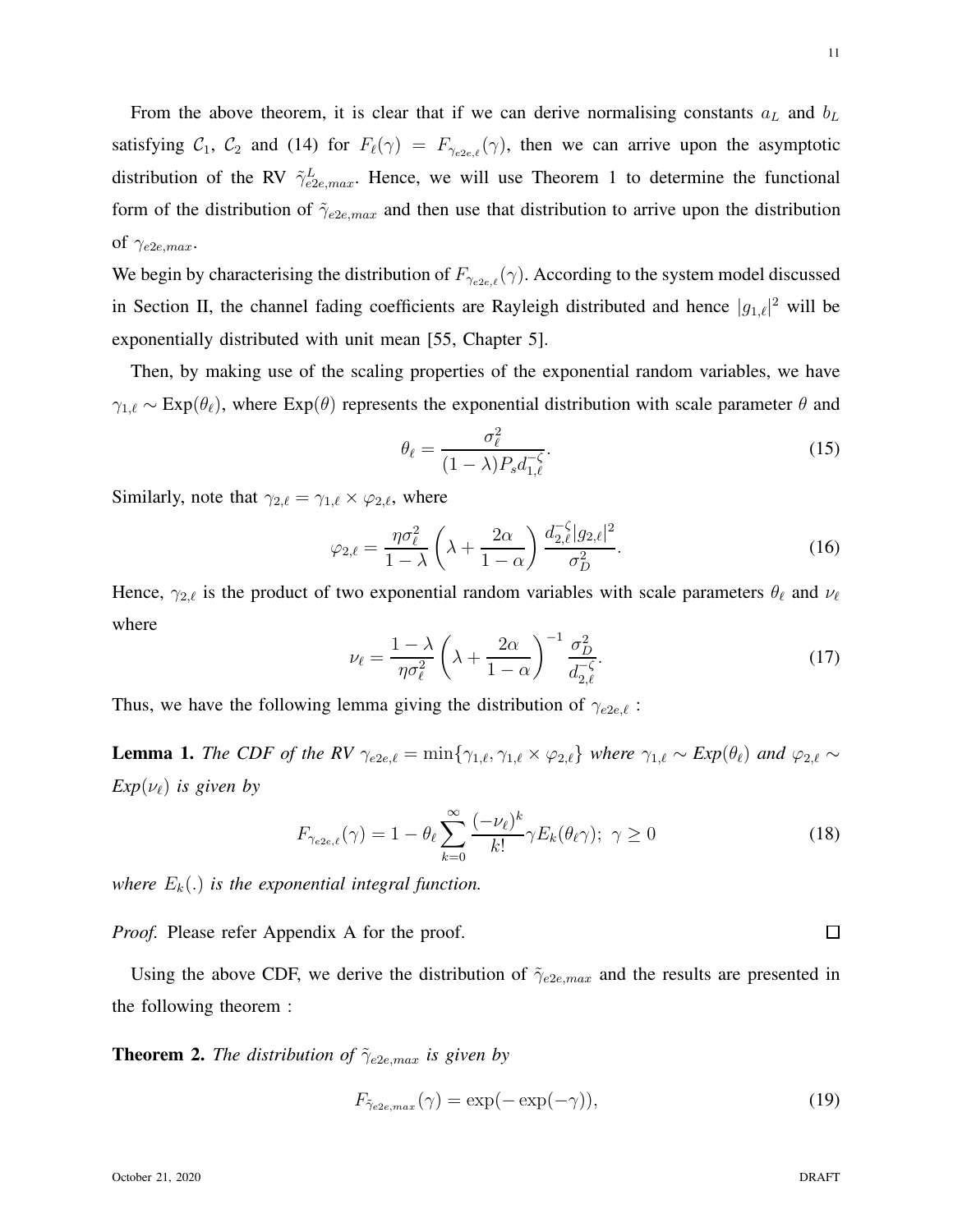From the above theorem, it is clear that if we can derive normalising constants $a_L$ and $b_L$ satisfying $\mathcal{C}_1$, $\mathcal{C}_2$ and (14) for $F_\ell(\gamma) = F_{\gamma_{e2e,\ell}}(\gamma)$, then we can arrive upon the asymptotic distribution of the RV $\tilde{\gamma}^L_{e2e,max}$. Hence, we will use Theorem 1 to determine the functional form of the distribution of $\tilde{\gamma}_{e2e,max}$ and then use that distribution to arrive upon the distribution of $\gamma_{e2e,max}$.

We begin by characterising the distribution of $F_{\gamma_{e2e,\ell}}(\gamma)$. According to the system model discussed in Section II, the channel fading coefficients are Rayleigh distributed and hence $|g_{1,\ell}|^2$ will be exponentially distributed with unit mean [55, Chapter 5].

Then, by making use of the scaling properties of the exponential random variables, we have $\gamma_{1,\ell} \sim \text{Exp}(\theta_\ell)$, where $\text{Exp}(\theta)$ represents the exponential distribution with scale parameter $\theta$ and

$$\theta_\ell = \frac{\sigma_\ell^2}{(1-\lambda)P_s d_{1,\ell}^{-\zeta}}. \tag{15}$$

Similarly, note that $\gamma_{2,\ell} = \gamma_{1,\ell} \times \varphi_{2,\ell}$, where

$$\varphi_{2,\ell} = \frac{\eta\sigma_\ell^2}{1-\lambda}\left(\lambda + \frac{2\alpha}{1-\alpha}\right)\frac{d_{2,\ell}^{-\zeta}|g_{2,\ell}|^2}{\sigma_D^2}. \tag{16}$$

Hence, $\gamma_{2,\ell}$ is the product of two exponential random variables with scale parameters $\theta_\ell$ and $\nu_\ell$ where

$$\nu_\ell = \frac{1-\lambda}{\eta\sigma_\ell^2}\left(\lambda + \frac{2\alpha}{1-\alpha}\right)^{-1}\frac{\sigma_D^2}{d_{2,\ell}^{-\zeta}}. \tag{17}$$

Thus, we have the following lemma giving the distribution of $\gamma_{e2e,\ell}$ :

**Lemma 1.** *The CDF of the RV $\gamma_{e2e,\ell} = \min\{\gamma_{1,\ell}, \gamma_{1,\ell} \times \varphi_{2,\ell}\}$ where $\gamma_{1,\ell} \sim \text{Exp}(\theta_\ell)$ and $\varphi_{2,\ell} \sim \text{Exp}(\nu_\ell)$ is given by*

$$F_{\gamma_{e2e,\ell}}(\gamma) = 1 - \theta_\ell \sum_{k=0}^{\infty} \frac{(-\nu_\ell)^k}{k!}\gamma E_k(\theta_\ell\gamma);\ \gamma \geq 0 \tag{18}$$

*where $E_k(.)$ is the exponential integral function.*

*Proof.* Please refer Appendix A for the proof. □

Using the above CDF, we derive the distribution of $\tilde{\gamma}_{e2e,max}$ and the results are presented in the following theorem :

**Theorem 2.** *The distribution of $\tilde{\gamma}_{e2e,max}$ is given by*

$$F_{\tilde{\gamma}_{e2e,max}}(\gamma) = \exp(-\exp(-\gamma)), \tag{19}$$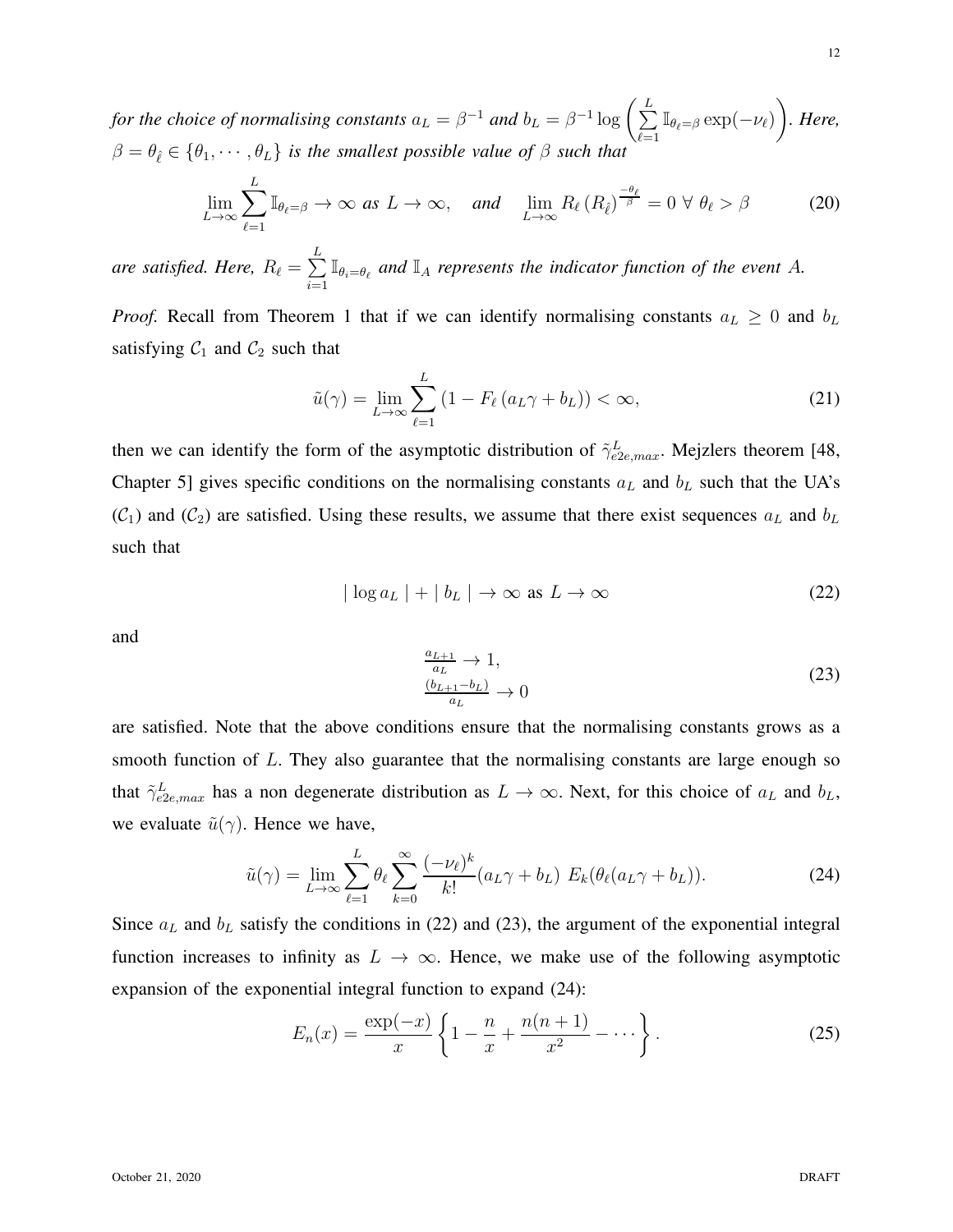*for the choice of normalising constants $a_L = \beta^{-1}$ and $b_L = \beta^{-1} \log \left( \sum_{\ell=1}^{L} \mathbb{I}_{\theta_\ell = \beta} \exp(-\nu_\ell) \right)$. Here, $\beta = \theta_{\hat{\ell}} \in \{\theta_1, \cdots, \theta_L\}$ is the smallest possible value of $\beta$ such that*

$$\lim_{L\to\infty} \sum_{\ell=1}^{L} \mathbb{I}_{\theta_\ell = \beta} \to \infty \text{ as } L \to \infty, \quad \text{and} \quad \lim_{L\to\infty} R_\ell \left(R_{\hat{\ell}}\right)^{\frac{-\theta_\ell}{\beta}} = 0 \;\forall\; \theta_\ell > \beta \tag{20}$$

*are satisfied. Here, $R_\ell = \sum_{i=1}^{L} \mathbb{I}_{\theta_i = \theta_\ell}$ and $\mathbb{I}_A$ represents the indicator function of the event $A$.*

*Proof.* Recall from Theorem 1 that if we can identify normalising constants $a_L \geq 0$ and $b_L$ satisfying $\mathcal{C}_1$ and $\mathcal{C}_2$ such that

$$\tilde{u}(\gamma) = \lim_{L\to\infty} \sum_{\ell=1}^{L} \left(1 - F_\ell\left(a_L\gamma + b_L\right)\right) < \infty, \tag{21}$$

then we can identify the form of the asymptotic distribution of $\tilde{\gamma}^L_{e2e,max}$. Mejzlers theorem [48, Chapter 5] gives specific conditions on the normalising constants $a_L$ and $b_L$ such that the UA's ($\mathcal{C}_1$) and ($\mathcal{C}_2$) are satisfied. Using these results, we assume that there exist sequences $a_L$ and $b_L$ such that

$$|\log a_L| + |b_L| \to \infty \text{ as } L \to \infty \tag{22}$$

and

$$\begin{aligned} &\tfrac{a_{L+1}}{a_L} \to 1, \\ &\tfrac{(b_{L+1} - b_L)}{a_L} \to 0 \end{aligned} \tag{23}$$

are satisfied. Note that the above conditions ensure that the normalising constants grows as a smooth function of $L$. They also guarantee that the normalising constants are large enough so that $\tilde{\gamma}^L_{e2e,max}$ has a non degenerate distribution as $L \to \infty$. Next, for this choice of $a_L$ and $b_L$, we evaluate $\tilde{u}(\gamma)$. Hence we have,

$$\tilde{u}(\gamma) = \lim_{L\to\infty} \sum_{\ell=1}^{L} \theta_\ell \sum_{k=0}^{\infty} \frac{(-\nu_\ell)^k}{k!} (a_L\gamma + b_L)\; E_k(\theta_\ell(a_L\gamma + b_L)). \tag{24}$$

Since $a_L$ and $b_L$ satisfy the conditions in (22) and (23), the argument of the exponential integral function increases to infinity as $L \to \infty$. Hence, we make use of the following asymptotic expansion of the exponential integral function to expand (24):

$$E_n(x) = \frac{\exp(-x)}{x} \left\{ 1 - \frac{n}{x} + \frac{n(n+1)}{x^2} - \cdots \right\}. \tag{25}$$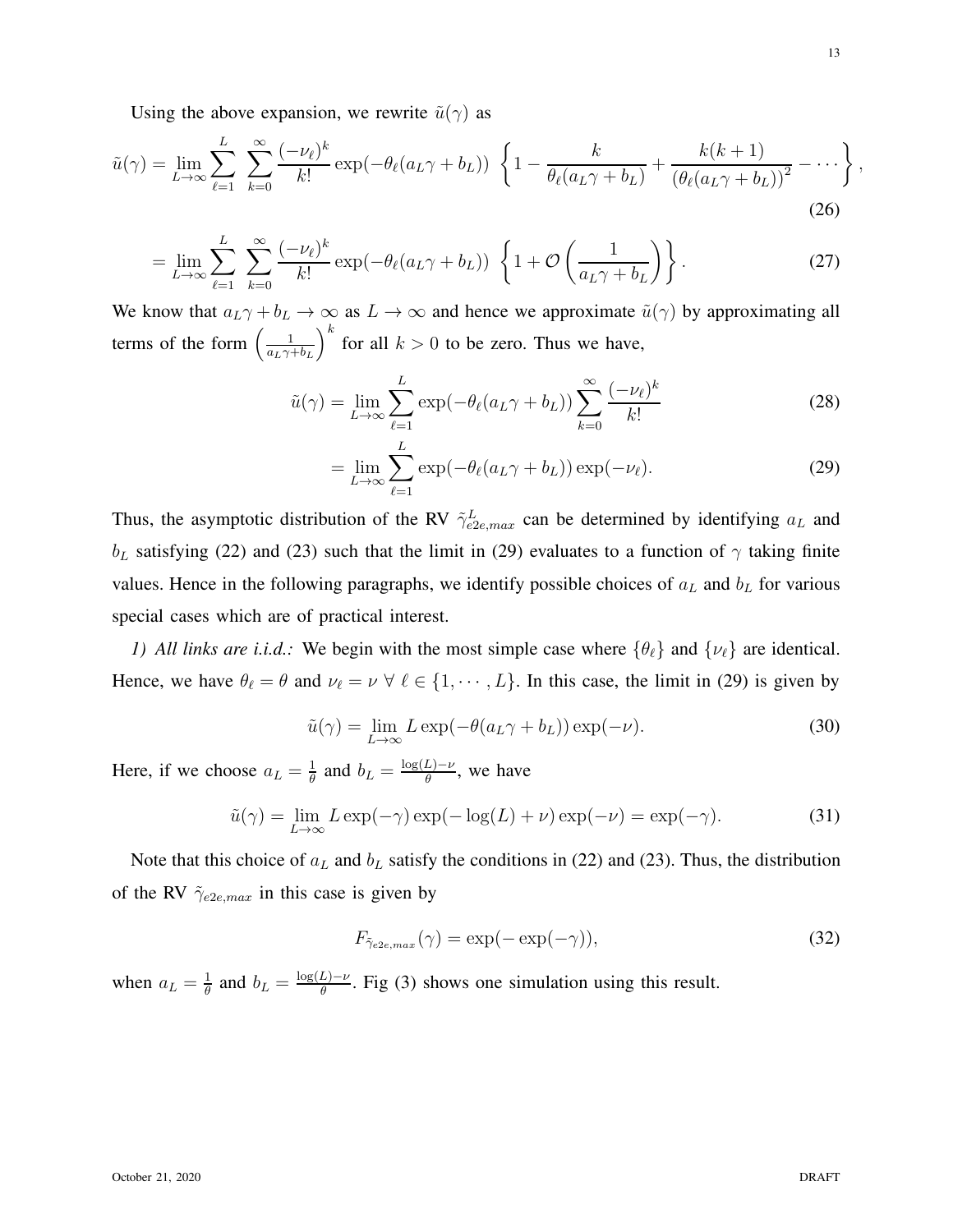Using the above expansion, we rewrite $\tilde{u}(\gamma)$ as

$$\tilde{u}(\gamma) = \lim_{L\to\infty} \sum_{\ell=1}^{L} \sum_{k=0}^{\infty} \frac{(-\nu_\ell)^k}{k!} \exp(-\theta_\ell(a_L\gamma + b_L)) \left\{1 - \frac{k}{\theta_\ell(a_L\gamma + b_L)} + \frac{k(k+1)}{(\theta_\ell(a_L\gamma + b_L))^2} - \cdots \right\}, \tag{26}$$

$$= \lim_{L\to\infty} \sum_{\ell=1}^{L} \sum_{k=0}^{\infty} \frac{(-\nu_\ell)^k}{k!} \exp(-\theta_\ell(a_L\gamma + b_L)) \left\{1 + \mathcal{O}\left(\frac{1}{a_L\gamma + b_L}\right)\right\}. \tag{27}$$

We know that $a_L\gamma + b_L \to \infty$ as $L \to \infty$ and hence we approximate $\tilde{u}(\gamma)$ by approximating all terms of the form $\left(\frac{1}{a_L\gamma+b_L}\right)^k$ for all $k > 0$ to be zero. Thus we have,

$$\tilde{u}(\gamma) = \lim_{L\to\infty} \sum_{\ell=1}^{L} \exp(-\theta_\ell(a_L\gamma + b_L)) \sum_{k=0}^{\infty} \frac{(-\nu_\ell)^k}{k!} \tag{28}$$

$$= \lim_{L\to\infty} \sum_{\ell=1}^{L} \exp(-\theta_\ell(a_L\gamma + b_L)) \exp(-\nu_\ell). \tag{29}$$

Thus, the asymptotic distribution of the RV $\tilde{\gamma}_{e2e,max}^{L}$ can be determined by identifying $a_L$ and $b_L$ satisfying (22) and (23) such that the limit in (29) evaluates to a function of $\gamma$ taking finite values. Hence in the following paragraphs, we identify possible choices of $a_L$ and $b_L$ for various special cases which are of practical interest.

*1) All links are i.i.d.:* We begin with the most simple case where $\{\theta_\ell\}$ and $\{\nu_\ell\}$ are identical. Hence, we have $\theta_\ell = \theta$ and $\nu_\ell = \nu \ \forall \ \ell \in \{1, \cdots, L\}$. In this case, the limit in (29) is given by

$$\tilde{u}(\gamma) = \lim_{L\to\infty} L \exp(-\theta(a_L\gamma + b_L)) \exp(-\nu). \tag{30}$$

Here, if we choose $a_L = \frac{1}{\theta}$ and $b_L = \frac{\log(L)-\nu}{\theta}$, we have

$$\tilde{u}(\gamma) = \lim_{L\to\infty} L \exp(-\gamma) \exp(-\log(L) + \nu) \exp(-\nu) = \exp(-\gamma). \tag{31}$$

Note that this choice of $a_L$ and $b_L$ satisfy the conditions in (22) and (23). Thus, the distribution of the RV $\tilde{\gamma}_{e2e,max}$ in this case is given by

$$F_{\tilde{\gamma}_{e2e,max}}(\gamma) = \exp(-\exp(-\gamma)), \tag{32}$$

when $a_L = \frac{1}{\theta}$ and $b_L = \frac{\log(L)-\nu}{\theta}$. Fig (3) shows one simulation using this result.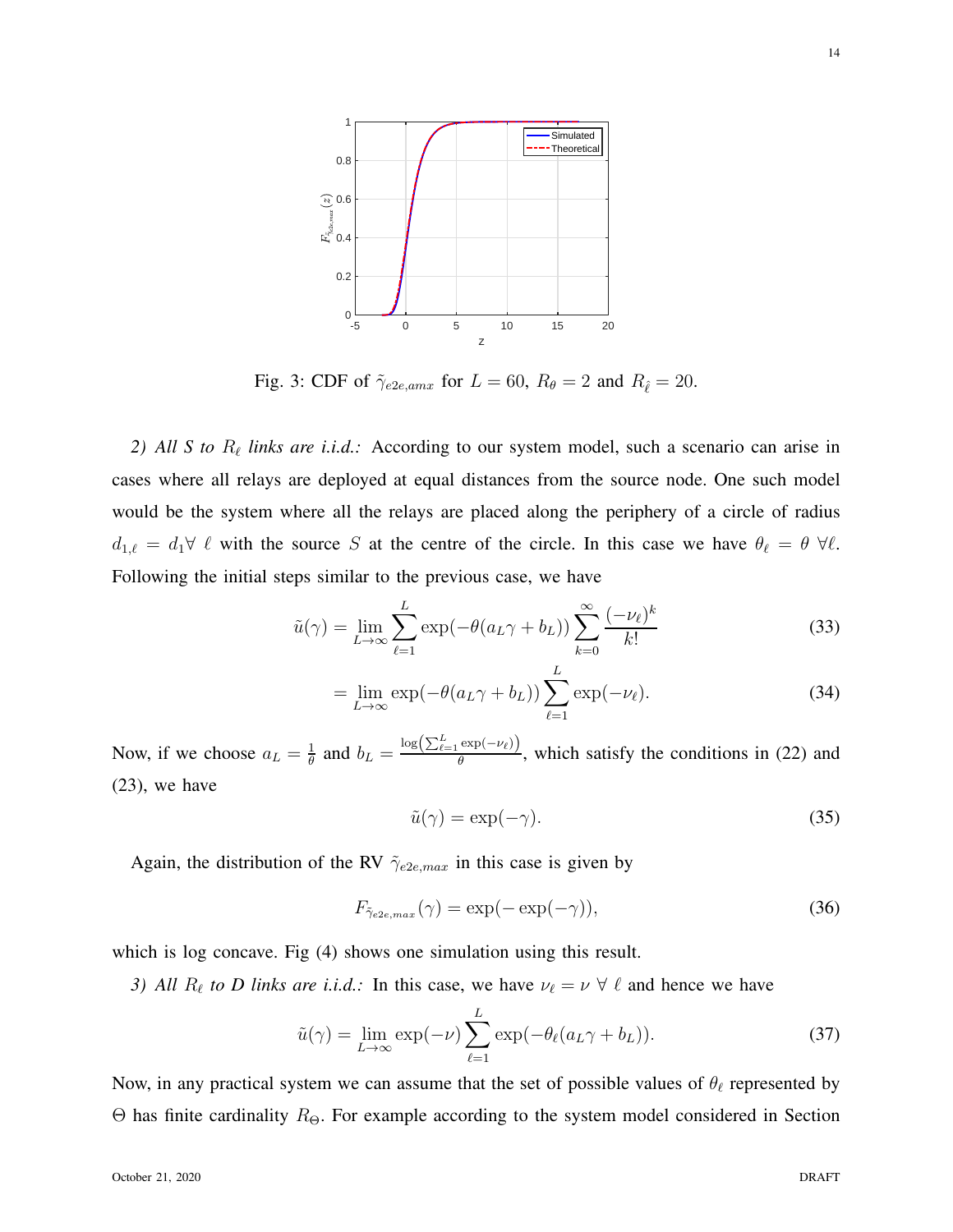Fig. 3: CDF of $\tilde{\gamma}_{e2e,amx}$ for $L = 60$, $R_\theta = 2$ and $R_{\hat{\ell}} = 20$.

*2) All S to $R_\ell$ links are i.i.d.:* According to our system model, such a scenario can arise in cases where all relays are deployed at equal distances from the source node. One such model would be the system where all the relays are placed along the periphery of a circle of radius $d_{1,\ell} = d_1 \forall\ \ell$ with the source $S$ at the centre of the circle. In this case we have $\theta_\ell = \theta\ \forall \ell$. Following the initial steps similar to the previous case, we have

$$\tilde{u}(\gamma) = \lim_{L\to\infty} \sum_{\ell=1}^{L} \exp(-\theta(a_L\gamma + b_L)) \sum_{k=0}^{\infty} \frac{(-\nu_\ell)^k}{k!} \tag{33}$$

$$= \lim_{L\to\infty} \exp(-\theta(a_L\gamma + b_L)) \sum_{\ell=1}^{L} \exp(-\nu_\ell). \tag{34}$$

Now, if we choose $a_L = \frac{1}{\theta}$ and $b_L = \frac{\log\left(\sum_{\ell=1}^{L} \exp(-\nu_\ell)\right)}{\theta}$, which satisfy the conditions in (22) and (23), we have

$$\tilde{u}(\gamma) = \exp(-\gamma). \tag{35}$$

Again, the distribution of the RV $\tilde{\gamma}_{e2e,max}$ in this case is given by

$$F_{\tilde{\gamma}_{e2e,max}}(\gamma) = \exp(-\exp(-\gamma)), \tag{36}$$

which is log concave. Fig (4) shows one simulation using this result.

*3) All $R_\ell$ to D links are i.i.d.:* In this case, we have $\nu_\ell = \nu\ \forall\ \ell$ and hence we have

$$\tilde{u}(\gamma) = \lim_{L\to\infty} \exp(-\nu) \sum_{\ell=1}^{L} \exp(-\theta_\ell(a_L\gamma + b_L)). \tag{37}$$

Now, in any practical system we can assume that the set of possible values of $\theta_\ell$ represented by $\Theta$ has finite cardinality $R_\Theta$. For example according to the system model considered in Section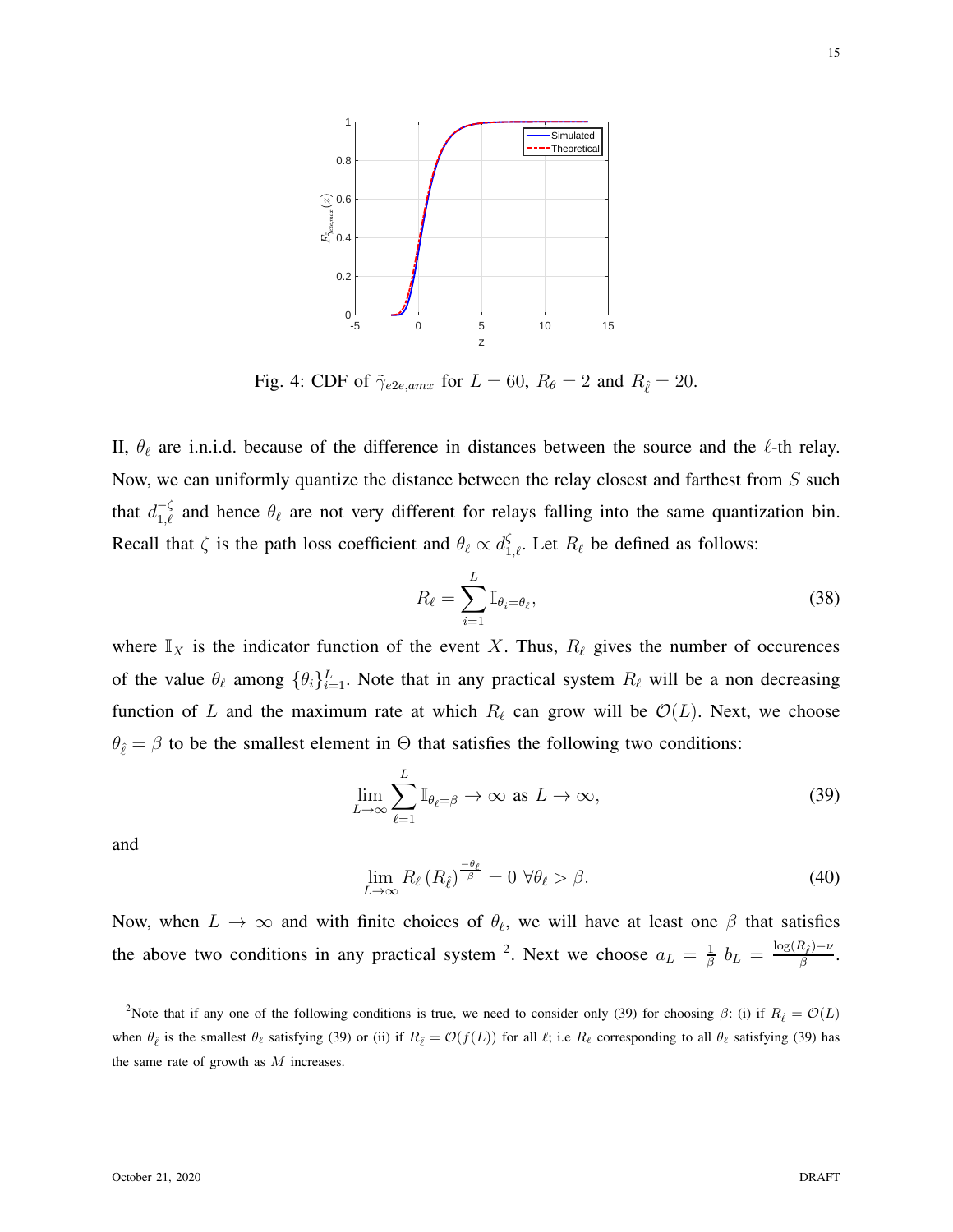Fig. 4: CDF of $\tilde{\gamma}_{e2e,amx}$ for $L = 60$, $R_\theta = 2$ and $R_{\hat{\ell}} = 20$.

II, $\theta_\ell$ are i.n.i.d. because of the difference in distances between the source and the $\ell$-th relay. Now, we can uniformly quantize the distance between the relay closest and farthest from $S$ such that $d_{1,\ell}^{-\zeta}$ and hence $\theta_\ell$ are not very different for relays falling into the same quantization bin. Recall that $\zeta$ is the path loss coefficient and $\theta_\ell \propto d_{1,\ell}^{\zeta}$. Let $R_\ell$ be defined as follows:

$$R_\ell = \sum_{i=1}^{L} \mathbb{I}_{\theta_i = \theta_\ell}, \tag{38}$$

where $\mathbb{I}_X$ is the indicator function of the event $X$. Thus, $R_\ell$ gives the number of occurences of the value $\theta_\ell$ among $\{\theta_i\}_{i=1}^{L}$. Note that in any practical system $R_\ell$ will be a non decreasing function of $L$ and the maximum rate at which $R_\ell$ can grow will be $\mathcal{O}(L)$. Next, we choose $\theta_{\hat{\ell}} = \beta$ to be the smallest element in $\Theta$ that satisfies the following two conditions:

$$\lim_{L\to\infty} \sum_{\ell=1}^{L} \mathbb{I}_{\theta_\ell = \beta} \to \infty \text{ as } L \to \infty, \tag{39}$$

and

$$\lim_{L\to\infty} R_\ell \left(R_{\hat{\ell}}\right)^{\frac{-\theta_\ell}{\beta}} = 0 \;\forall \theta_\ell > \beta. \tag{40}$$

Now, when $L \to \infty$ and with finite choices of $\theta_\ell$, we will have at least one $\beta$ that satisfies the above two conditions in any practical system [2]. Next we choose $a_L = \frac{1}{\beta}$ $b_L = \frac{\log(R_{\hat{\ell}})-\nu}{\beta}$.

[2] Note that if any one of the following conditions is true, we need to consider only (39) for choosing $\beta$: (i) if $R_{\hat{\ell}} = \mathcal{O}(L)$ when $\theta_{\hat{\ell}}$ is the smallest $\theta_\ell$ satisfying (39) or (ii) if $R_{\hat{\ell}} = \mathcal{O}(f(L))$ for all $\ell$; i.e $R_\ell$ corresponding to all $\theta_\ell$ satisfying (39) has the same rate of growth as $M$ increases.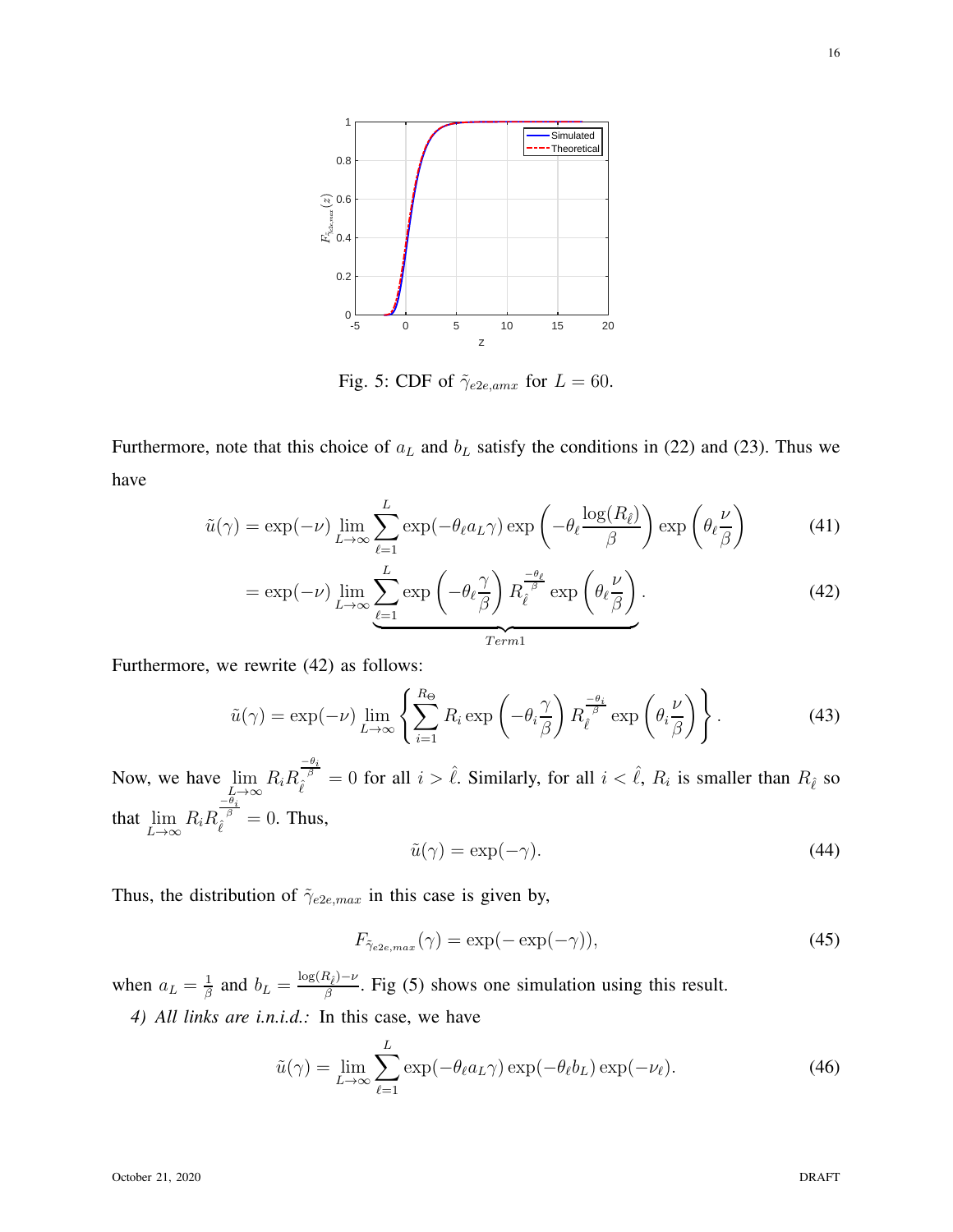Fig. 5: CDF of $\tilde{\gamma}_{e2e,amx}$ for $L = 60$.

Furthermore, note that this choice of $a_L$ and $b_L$ satisfy the conditions in (22) and (23). Thus we have

$$\tilde{u}(\gamma) = \exp(-\nu) \lim_{L\to\infty} \sum_{\ell=1}^{L} \exp(-\theta_\ell a_L \gamma) \exp\left(-\theta_\ell \frac{\log(R_{\hat{\ell}})}{\beta}\right) \exp\left(\theta_\ell \frac{\nu}{\beta}\right) \tag{41}$$

$$= \exp(-\nu) \lim_{L\to\infty} \underbrace{\sum_{\ell=1}^{L} \exp\left(-\theta_\ell \frac{\gamma}{\beta}\right) R_{\hat{\ell}}^{\frac{-\theta_\ell}{\beta}} \exp\left(\theta_\ell \frac{\nu}{\beta}\right)}_{Term1}. \tag{42}$$

Furthermore, we rewrite (42) as follows:

$$\tilde{u}(\gamma) = \exp(-\nu) \lim_{L\to\infty} \left\{ \sum_{i=1}^{R_\Theta} R_i \exp\left(-\theta_i \frac{\gamma}{\beta}\right) R_{\hat{\ell}}^{\frac{-\theta_i}{\beta}} \exp\left(\theta_i \frac{\nu}{\beta}\right) \right\}. \tag{43}$$

Now, we have $\lim_{L\to\infty} R_i R_{\hat{\ell}}^{\frac{-\theta_i}{\beta}} = 0$ for all $i > \hat{\ell}$. Similarly, for all $i < \hat{\ell}$, $R_i$ is smaller than $R_{\hat{\ell}}$ so that $\lim_{L\to\infty} R_i R_{\hat{\ell}}^{\frac{-\theta_i}{\beta}} = 0$. Thus,

$$\tilde{u}(\gamma) = \exp(-\gamma). \tag{44}$$

Thus, the distribution of $\tilde{\gamma}_{e2e,max}$ in this case is given by,

$$F_{\tilde{\gamma}_{e2e,max}}(\gamma) = \exp(-\exp(-\gamma)), \tag{45}$$

when $a_L = \frac{1}{\beta}$ and $b_L = \frac{\log(R_{\hat{\ell}})-\nu}{\beta}$. Fig (5) shows one simulation using this result.

*4) All links are i.n.i.d.:* In this case, we have

$$\tilde{u}(\gamma) = \lim_{L\to\infty} \sum_{\ell=1}^{L} \exp(-\theta_\ell a_L \gamma) \exp(-\theta_\ell b_L) \exp(-\nu_\ell). \tag{46}$$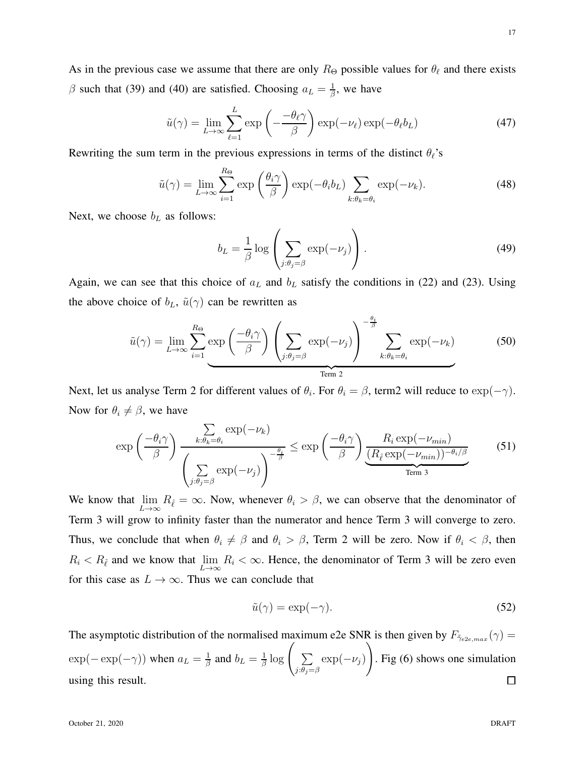As in the previous case we assume that there are only $R_\Theta$ possible values for $\theta_\ell$ and there exists $\beta$ such that (39) and (40) are satisfied. Choosing $a_L = \frac{1}{\beta}$, we have

$$\tilde{u}(\gamma) = \lim_{L\to\infty} \sum_{\ell=1}^{L} \exp\left(-\frac{-\theta_\ell \gamma}{\beta}\right) \exp(-\nu_\ell) \exp(-\theta_\ell b_L) \tag{47}$$

Rewriting the sum term in the previous expressions in terms of the distinct $\theta_\ell$'s

$$\tilde{u}(\gamma) = \lim_{L\to\infty} \sum_{i=1}^{R_\Theta} \exp\left(\frac{\theta_i \gamma}{\beta}\right) \exp(-\theta_i b_L) \sum_{k:\theta_k=\theta_i} \exp(-\nu_k). \tag{48}$$

Next, we choose $b_L$ as follows:

$$b_L = \frac{1}{\beta} \log\left(\sum_{j:\theta_j=\beta} \exp(-\nu_j)\right). \tag{49}$$

Again, we can see that this choice of $a_L$ and $b_L$ satisfy the conditions in (22) and (23). Using the above choice of $b_L$, $\tilde{u}(\gamma)$ can be rewritten as

$$\tilde{u}(\gamma) = \lim_{L\to\infty} \sum_{i=1}^{R_\Theta} \underbrace{\exp\left(\frac{-\theta_i \gamma}{\beta}\right) \left(\sum_{j:\theta_j=\beta} \exp(-\nu_j)\right)^{-\frac{\theta_i}{\beta}} \sum_{k:\theta_k=\theta_i} \exp(-\nu_k)}_{\text{Term 2}} \tag{50}$$

Next, let us analyse Term 2 for different values of $\theta_i$. For $\theta_i = \beta$, term2 will reduce to $\exp(-\gamma)$. Now for $\theta_i \neq \beta$, we have

$$\exp\left(\frac{-\theta_i \gamma}{\beta}\right) \frac{\sum_{k:\theta_k=\theta_i} \exp(-\nu_k)}{\left(\sum_{j:\theta_j=\beta} \exp(-\nu_j)\right)^{-\frac{\theta_i}{\beta}}} \leq \exp\left(\frac{-\theta_i \gamma}{\beta}\right) \underbrace{\frac{R_i \exp(-\nu_{min})}{(R_{\hat{\ell}} \exp(-\nu_{min}))^{-\theta_i/\beta}}}_{\text{Term 3}} \tag{51}$$

We know that $\lim_{L\to\infty} R_{\hat{\ell}} = \infty$. Now, whenever $\theta_i > \beta$, we can observe that the denominator of Term 3 will grow to infinity faster than the numerator and hence Term 3 will converge to zero. Thus, we conclude that when $\theta_i \neq \beta$ and $\theta_i > \beta$, Term 2 will be zero. Now if $\theta_i < \beta$, then $R_i < R_{\hat{\ell}}$ and we know that $\lim_{L\to\infty} R_i < \infty$. Hence, the denominator of Term 3 will be zero even for this case as $L \to \infty$. Thus we can conclude that

$$\tilde{u}(\gamma) = \exp(-\gamma). \tag{52}$$

The asymptotic distribution of the normalised maximum e2e SNR is then given by $F_{\tilde{\gamma}_{e2e,max}}(\gamma) = \exp(-\exp(-\gamma))$ when $a_L = \frac{1}{\beta}$ and $b_L = \frac{1}{\beta}\log\left(\sum_{j:\theta_j=\beta} \exp(-\nu_j)\right)$. Fig (6) shows one simulation using this result. □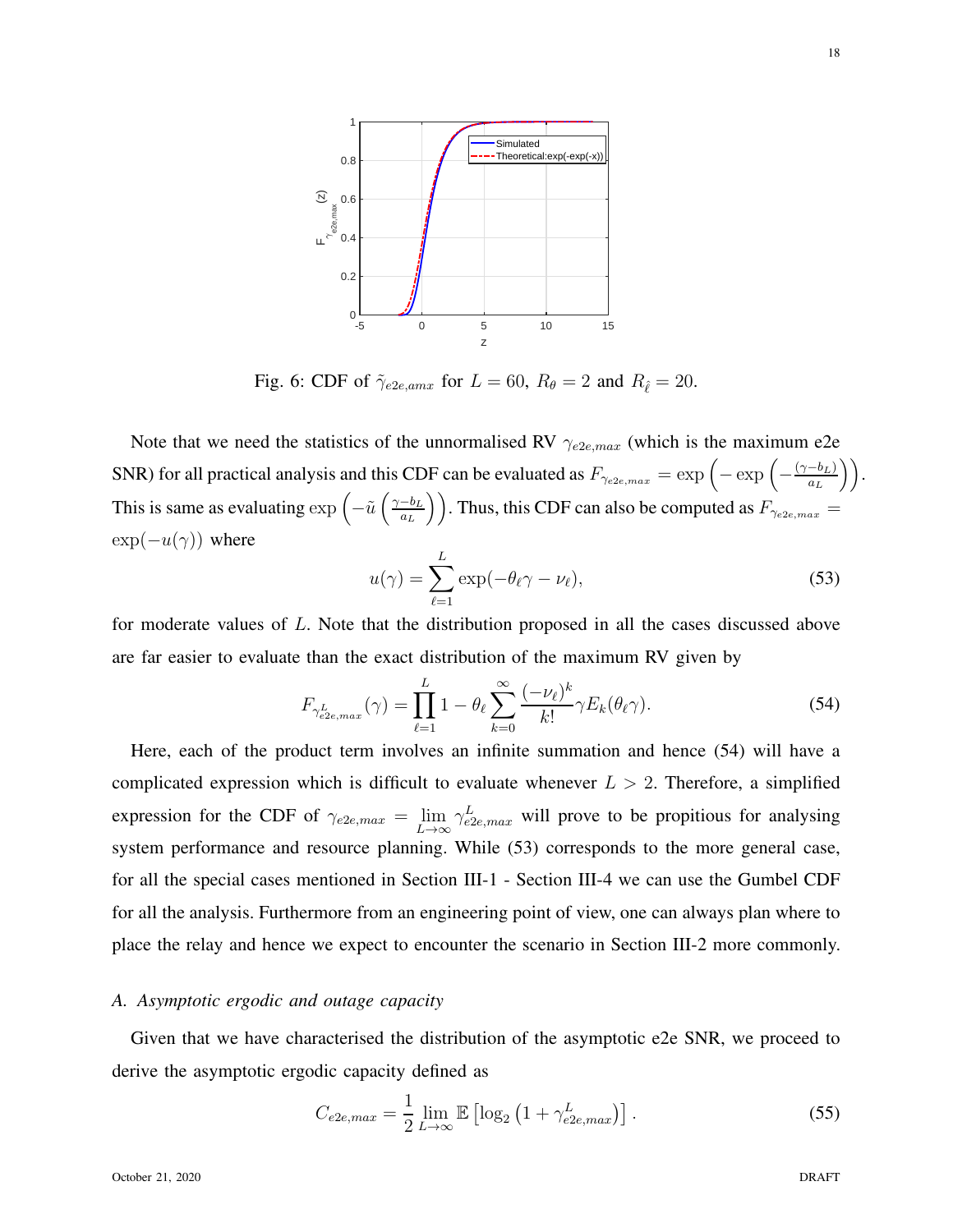Fig. 6: CDF of $\tilde{\gamma}_{e2e,amx}$ for $L = 60$, $R_\theta = 2$ and $R_{\hat{\ell}} = 20$.

Note that we need the statistics of the unnormalised RV $\gamma_{e2e,max}$ (which is the maximum e2e SNR) for all practical analysis and this CDF can be evaluated as $F_{\gamma_{e2e,max}} = \exp\left(-\exp\left(-\frac{(\gamma - b_L)}{a_L}\right)\right)$. This is same as evaluating $\exp\left(-\tilde{u}\left(\frac{\gamma - b_L}{a_L}\right)\right)$. Thus, this CDF can also be computed as $F_{\gamma_{e2e,max}} = \exp(-u(\gamma))$ where

$$u(\gamma) = \sum_{\ell=1}^{L} \exp(-\theta_\ell \gamma - \nu_\ell), \tag{53}$$

for moderate values of $L$. Note that the distribution proposed in all the cases discussed above are far easier to evaluate than the exact distribution of the maximum RV given by

$$F_{\gamma^L_{e2e,max}}(\gamma) = \prod_{\ell=1}^{L} 1 - \theta_\ell \sum_{k=0}^{\infty} \frac{(-\nu_\ell)^k}{k!} \gamma E_k(\theta_\ell \gamma). \tag{54}$$

Here, each of the product term involves an infinite summation and hence (54) will have a complicated expression which is difficult to evaluate whenever $L > 2$. Therefore, a simplified expression for the CDF of $\gamma_{e2e,max} = \lim_{L\to\infty} \gamma^L_{e2e,max}$ will prove to be propitious for analysing system performance and resource planning. While (53) corresponds to the more general case, for all the special cases mentioned in Section III-1 - Section III-4 we can use the Gumbel CDF for all the analysis. Furthermore from an engineering point of view, one can always plan where to place the relay and hence we expect to encounter the scenario in Section III-2 more commonly.

### *A. Asymptotic ergodic and outage capacity*

Given that we have characterised the distribution of the asymptotic e2e SNR, we proceed to derive the asymptotic ergodic capacity defined as

$$C_{e2e,max} = \frac{1}{2} \lim_{L\to\infty} \mathbb{E}\left[\log_2\left(1 + \gamma^L_{e2e,max}\right)\right]. \tag{55}$$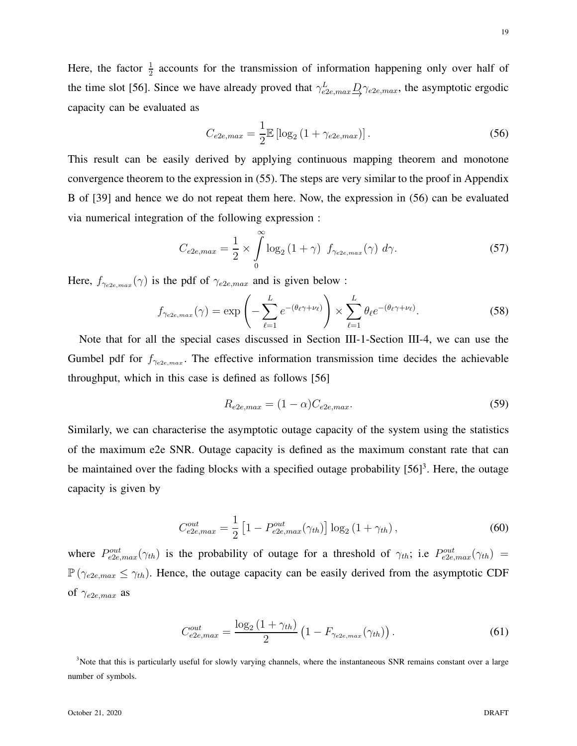Here, the factor $\frac{1}{2}$ accounts for the transmission of information happening only over half of the time slot [56]. Since we have already proved that $\gamma_{e2e,max}^{L} \xrightarrow{D} \gamma_{e2e,max}$, the asymptotic ergodic capacity can be evaluated as

$$C_{e2e,max} = \frac{1}{2}\mathbb{E}\left[\log_2\left(1+\gamma_{e2e,max}\right)\right]. \tag{56}$$

This result can be easily derived by applying continuous mapping theorem and monotone convergence theorem to the expression in (55). The steps are very similar to the proof in Appendix B of [39] and hence we do not repeat them here. Now, the expression in (56) can be evaluated via numerical integration of the following expression :

$$C_{e2e,max} = \frac{1}{2} \times \int_{0}^{\infty} \log_2\left(1+\gamma\right) \; f_{\gamma_{e2e,max}}(\gamma) \; d\gamma. \tag{57}$$

Here, $f_{\gamma_{e2e,max}}(\gamma)$ is the pdf of $\gamma_{e2e,max}$ and is given below :

$$f_{\gamma_{e2e,max}}(\gamma) = \exp\left(-\sum_{\ell=1}^{L} e^{-(\theta_\ell \gamma + \nu_\ell)}\right) \times \sum_{\ell=1}^{L} \theta_\ell e^{-(\theta_\ell \gamma + \nu_\ell)}. \tag{58}$$

Note that for all the special cases discussed in Section III-1-Section III-4, we can use the Gumbel pdf for $f_{\gamma_{e2e,max}}$. The effective information transmission time decides the achievable throughput, which in this case is defined as follows [56]

$$R_{e2e,max} = (1-\alpha) C_{e2e,max}. \tag{59}$$

Similarly, we can characterise the asymptotic outage capacity of the system using the statistics of the maximum e2e SNR. Outage capacity is defined as the maximum constant rate that can be maintained over the fading blocks with a specified outage probability [56][3]. Here, the outage capacity is given by

$$C_{e2e,max}^{out} = \frac{1}{2}\left[1 - P_{e2e,max}^{out}(\gamma_{th})\right] \log_2\left(1+\gamma_{th}\right), \tag{60}$$

where $P_{e2e,max}^{out}(\gamma_{th})$ is the probability of outage for a threshold of $\gamma_{th}$; i.e $P_{e2e,max}^{out}(\gamma_{th}) = \mathbb{P}\left(\gamma_{e2e,max} \leq \gamma_{th}\right)$. Hence, the outage capacity can be easily derived from the asymptotic CDF of $\gamma_{e2e,max}$ as

$$C_{e2e,max}^{out} = \frac{\log_2\left(1+\gamma_{th}\right)}{2}\left(1 - F_{\gamma_{e2e,max}}(\gamma_{th})\right). \tag{61}$$

[3] Note that this is particularly useful for slowly varying channels, where the instantaneous SNR remains constant over a large number of symbols.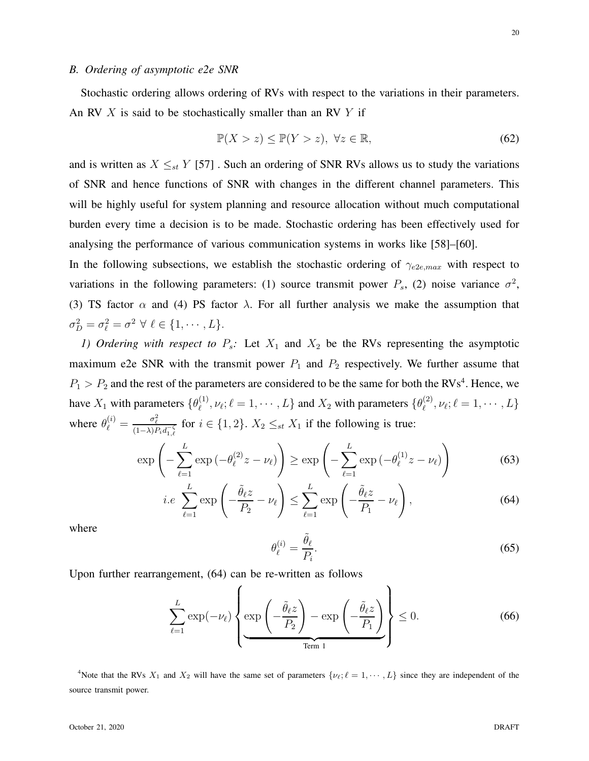### B. Ordering of asymptotic e2e SNR

Stochastic ordering allows ordering of RVs with respect to the variations in their parameters. An RV $X$ is said to be stochastically smaller than an RV $Y$ if

$$\mathbb{P}(X > z) \leq \mathbb{P}(Y > z), \; \forall z \in \mathbb{R}, \tag{62}$$

and is written as $X \leq_{st} Y$ [57] . Such an ordering of SNR RVs allows us to study the variations of SNR and hence functions of SNR with changes in the different channel parameters. This will be highly useful for system planning and resource allocation without much computational burden every time a decision is to be made. Stochastic ordering has been effectively used for analysing the performance of various communication systems in works like [58]–[60].

In the following subsections, we establish the stochastic ordering of $\gamma_{e2e,max}$ with respect to variations in the following parameters: (1) source transmit power $P_s$, (2) noise variance $\sigma^2$, (3) TS factor $\alpha$ and (4) PS factor $\lambda$. For all further analysis we make the assumption that $\sigma_D^2 = \sigma_\ell^2 = \sigma^2 \; \forall \; \ell \in \{1, \cdots, L\}$.

*1) Ordering with respect to $P_s$:* Let $X_1$ and $X_2$ be the RVs representing the asymptotic maximum e2e SNR with the transmit power $P_1$ and $P_2$ respectively. We further assume that $P_1 > P_2$ and the rest of the parameters are considered to be the same for both the RVs[4]. Hence, we have $X_1$ with parameters $\{\theta_\ell^{(1)}, \nu_\ell; \ell = 1, \cdots, L\}$ and $X_2$ with parameters $\{\theta_\ell^{(2)}, \nu_\ell; \ell = 1, \cdots, L\}$ where $\theta_\ell^{(i)} = \frac{\sigma_\ell^2}{(1-\lambda) P_i d_{1,\ell}^{-\zeta}}$ for $i \in \{1, 2\}$. $X_2 \leq_{st} X_1$ if the following is true:

$$\exp\left(-\sum_{\ell=1}^{L} \exp\left(-\theta_\ell^{(2)} z - \nu_\ell\right)\right) \geq \exp\left(-\sum_{\ell=1}^{L} \exp\left(-\theta_\ell^{(1)} z - \nu_\ell\right)\right) \tag{63}$$

$$i.e \; \sum_{\ell=1}^{L} \exp\left(-\frac{\tilde{\theta}_\ell z}{P_2} - \nu_\ell\right) \leq \sum_{\ell=1}^{L} \exp\left(-\frac{\tilde{\theta}_\ell z}{P_1} - \nu_\ell\right), \tag{64}$$

where

$$\theta_\ell^{(i)} = \frac{\tilde{\theta}_\ell}{P_i}. \tag{65}$$

Upon further rearrangement, (64) can be re-written as follows

$$\sum_{\ell=1}^{L} \exp(-\nu_\ell) \left\{ \underbrace{\exp\left(-\frac{\tilde{\theta}_\ell z}{P_2}\right) - \exp\left(-\frac{\tilde{\theta}_\ell z}{P_1}\right)}_{\text{Term 1}} \right\} \leq 0. \tag{66}$$

[4] Note that the RVs $X_1$ and $X_2$ will have the same set of parameters $\{\nu_\ell; \ell = 1, \cdots, L\}$ since they are independent of the source transmit power.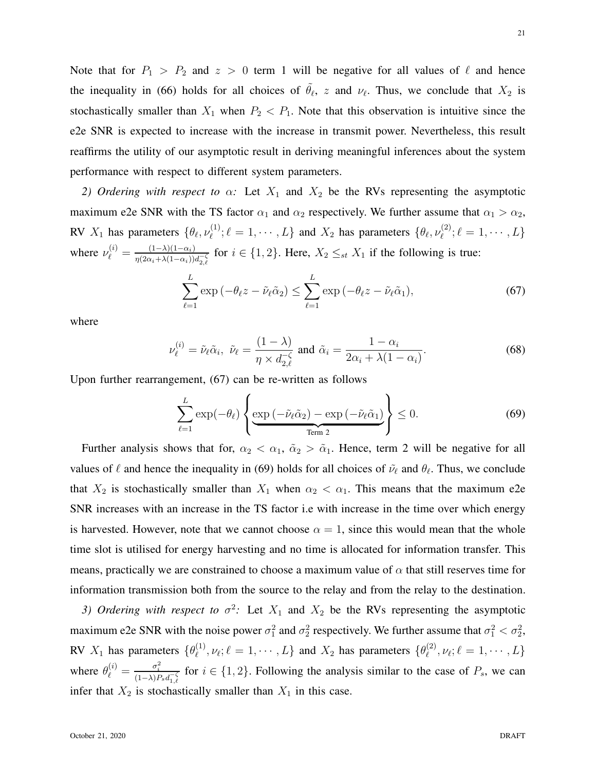Note that for $P_1 > P_2$ and $z > 0$ term 1 will be negative for all values of $\ell$ and hence the inequality in (66) holds for all choices of $\tilde{\theta}_\ell$, $z$ and $\nu_\ell$. Thus, we conclude that $X_2$ is stochastically smaller than $X_1$ when $P_2 < P_1$. Note that this observation is intuitive since the e2e SNR is expected to increase with the increase in transmit power. Nevertheless, this result reaffirms the utility of our asymptotic result in deriving meaningful inferences about the system performance with respect to different system parameters.

*2) Ordering with respect to $\alpha$:* Let $X_1$ and $X_2$ be the RVs representing the asymptotic maximum e2e SNR with the TS factor $\alpha_1$ and $\alpha_2$ respectively. We further assume that $\alpha_1 > \alpha_2$, RV $X_1$ has parameters $\{\theta_\ell, \nu_\ell^{(1)}; \ell = 1, \cdots, L\}$ and $X_2$ has parameters $\{\theta_\ell, \nu_\ell^{(2)}; \ell = 1, \cdots, L\}$ where $\nu_\ell^{(i)} = \frac{(1-\lambda)(1-\alpha_i)}{\eta(2\alpha_i + \lambda(1-\alpha_i))d_{2,\ell}^{-\zeta}}$ for $i \in \{1, 2\}$. Here, $X_2 \leq_{st} X_1$ if the following is true:

$$\sum_{\ell=1}^{L} \exp\left(-\theta_\ell z - \tilde{\nu}_\ell \tilde{\alpha}_2\right) \leq \sum_{\ell=1}^{L} \exp\left(-\theta_\ell z - \tilde{\nu}_\ell \tilde{\alpha}_1\right), \tag{67}$$

where

$$\nu_\ell^{(i)} = \tilde{\nu}_\ell \tilde{\alpha}_i,\ \tilde{\nu}_\ell = \frac{(1-\lambda)}{\eta \times d_{2,\ell}^{-\zeta}} \text{ and } \tilde{\alpha}_i = \frac{1-\alpha_i}{2\alpha_i + \lambda(1-\alpha_i)}. \tag{68}$$

Upon further rearrangement, (67) can be re-written as follows

$$\sum_{\ell=1}^{L} \exp(-\theta_\ell) \left\{ \underbrace{\exp\left(-\tilde{\nu}_\ell \tilde{\alpha}_2\right) - \exp\left(-\tilde{\nu}_\ell \tilde{\alpha}_1\right)}_{\text{Term 2}} \right\} \leq 0. \tag{69}$$

Further analysis shows that for, $\alpha_2 < \alpha_1$, $\tilde{\alpha}_2 > \tilde{\alpha}_1$. Hence, term 2 will be negative for all values of $\ell$ and hence the inequality in (69) holds for all choices of $\tilde{\nu_\ell}$ and $\theta_\ell$. Thus, we conclude that $X_2$ is stochastically smaller than $X_1$ when $\alpha_2 < \alpha_1$. This means that the maximum e2e SNR increases with an increase in the TS factor i.e with increase in the time over which energy is harvested. However, note that we cannot choose $\alpha = 1$, since this would mean that the whole time slot is utilised for energy harvesting and no time is allocated for information transfer. This means, practically we are constrained to choose a maximum value of $\alpha$ that still reserves time for information transmission both from the source to the relay and from the relay to the destination.

*3) Ordering with respect to $\sigma^2$:* Let $X_1$ and $X_2$ be the RVs representing the asymptotic maximum e2e SNR with the noise power $\sigma_1^2$ and $\sigma_2^2$ respectively. We further assume that $\sigma_1^2 < \sigma_2^2$, RV $X_1$ has parameters $\{\theta_\ell^{(1)}, \nu_\ell; \ell = 1, \cdots, L\}$ and $X_2$ has parameters $\{\theta_\ell^{(2)}, \nu_\ell; \ell = 1, \cdots, L\}$ where $\theta_\ell^{(i)} = \frac{\sigma_i^2}{(1-\lambda)P_s d_{1,\ell}^{-\zeta}}$ for $i \in \{1, 2\}$. Following the analysis similar to the case of $P_s$, we can infer that $X_2$ is stochastically smaller than $X_1$ in this case.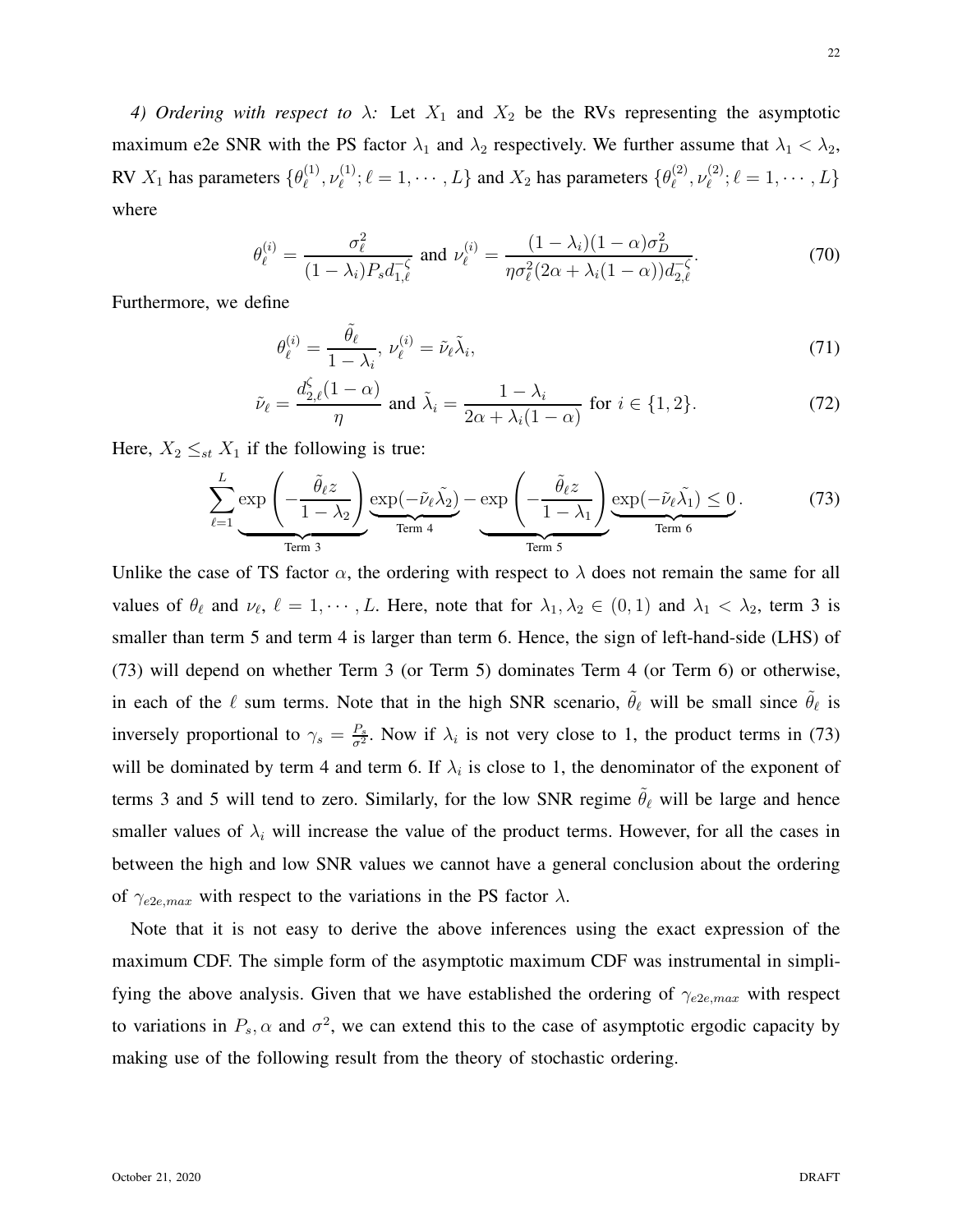*4) Ordering with respect to $\lambda$:* Let $X_1$ and $X_2$ be the RVs representing the asymptotic maximum e2e SNR with the PS factor $\lambda_1$ and $\lambda_2$ respectively. We further assume that $\lambda_1 < \lambda_2$, RV $X_1$ has parameters $\{\theta_\ell^{(1)}, \nu_\ell^{(1)}; \ell = 1, \cdots, L\}$ and $X_2$ has parameters $\{\theta_\ell^{(2)}, \nu_\ell^{(2)}; \ell = 1, \cdots, L\}$ where

$$\theta_\ell^{(i)} = \frac{\sigma_\ell^2}{(1-\lambda_i) P_s d_{1,\ell}^{-\zeta}} \text{ and } \nu_\ell^{(i)} = \frac{(1-\lambda_i)(1-\alpha)\sigma_D^2}{\eta \sigma_\ell^2 (2\alpha + \lambda_i(1-\alpha)) d_{2,\ell}^{-\zeta}}. \tag{70}$$

Furthermore, we define

$$\theta_\ell^{(i)} = \frac{\tilde{\theta}_\ell}{1-\lambda_i},\ \nu_\ell^{(i)} = \tilde{\nu}_\ell \tilde{\lambda}_i, \tag{71}$$

$$\tilde{\nu}_\ell = \frac{d_{2,\ell}^{\zeta}(1-\alpha)}{\eta} \text{ and } \tilde{\lambda}_i = \frac{1-\lambda_i}{2\alpha + \lambda_i(1-\alpha)} \text{ for } i \in \{1, 2\}. \tag{72}$$

Here, $X_2 \leq_{st} X_1$ if the following is true:

$$\sum_{\ell=1}^{L} \underbrace{\exp\left(-\frac{\tilde{\theta}_\ell z}{1-\lambda_2}\right)}_{\text{Term 3}} \underbrace{\exp(-\tilde{\nu}_\ell \tilde{\lambda}_2)}_{\text{Term 4}} - \underbrace{\exp\left(-\frac{\tilde{\theta}_\ell z}{1-\lambda_1}\right)}_{\text{Term 5}} \underbrace{\exp(-\tilde{\nu}_\ell \tilde{\lambda}_1) \leq 0}_{\text{Term 6}}. \tag{73}$$

Unlike the case of TS factor $\alpha$, the ordering with respect to $\lambda$ does not remain the same for all values of $\theta_\ell$ and $\nu_\ell$, $\ell = 1, \cdots, L$. Here, note that for $\lambda_1, \lambda_2 \in (0, 1)$ and $\lambda_1 < \lambda_2$, term 3 is smaller than term 5 and term 4 is larger than term 6. Hence, the sign of left-hand-side (LHS) of (73) will depend on whether Term 3 (or Term 5) dominates Term 4 (or Term 6) or otherwise, in each of the $\ell$ sum terms. Note that in the high SNR scenario, $\tilde{\theta}_\ell$ will be small since $\tilde{\theta}_\ell$ is inversely proportional to $\gamma_s = \frac{P_s}{\sigma^2}$. Now if $\lambda_i$ is not very close to 1, the product terms in (73) will be dominated by term 4 and term 6. If $\lambda_i$ is close to 1, the denominator of the exponent of terms 3 and 5 will tend to zero. Similarly, for the low SNR regime $\tilde{\theta}_\ell$ will be large and hence smaller values of $\lambda_i$ will increase the value of the product terms. However, for all the cases in between the high and low SNR values we cannot have a general conclusion about the ordering of $\gamma_{e2e,max}$ with respect to the variations in the PS factor $\lambda$.

Note that it is not easy to derive the above inferences using the exact expression of the maximum CDF. The simple form of the asymptotic maximum CDF was instrumental in simplifying the above analysis. Given that we have established the ordering of $\gamma_{e2e,max}$ with respect to variations in $P_s, \alpha$ and $\sigma^2$, we can extend this to the case of asymptotic ergodic capacity by making use of the following result from the theory of stochastic ordering.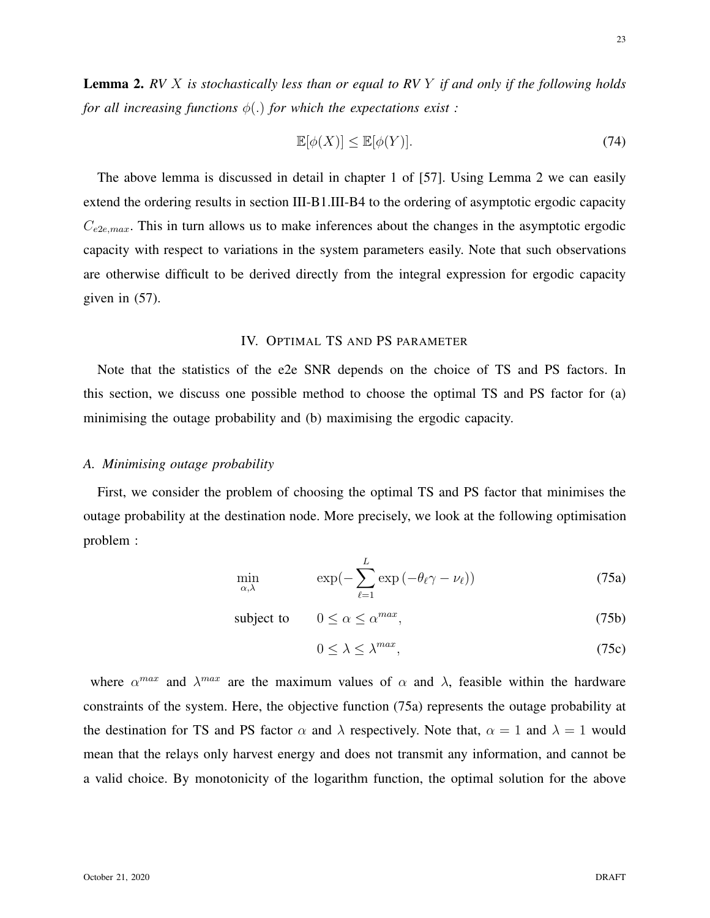**Lemma 2.** *RV $X$ is stochastically less than or equal to RV $Y$ if and only if the following holds for all increasing functions $\phi(.)$ for which the expectations exist :*

$$\mathbb{E}[\phi(X)] \leq \mathbb{E}[\phi(Y)]. \tag{74}$$

The above lemma is discussed in detail in chapter 1 of [57]. Using Lemma 2 we can easily extend the ordering results in section III-B1.III-B4 to the ordering of asymptotic ergodic capacity $C_{e2e,max}$. This in turn allows us to make inferences about the changes in the asymptotic ergodic capacity with respect to variations in the system parameters easily. Note that such observations are otherwise difficult to be derived directly from the integral expression for ergodic capacity given in (57).

## IV. Optimal TS and PS parameter

Note that the statistics of the e2e SNR depends on the choice of TS and PS factors. In this section, we discuss one possible method to choose the optimal TS and PS factor for (a) minimising the outage probability and (b) maximising the ergodic capacity.

### A. Minimising outage probability

First, we consider the problem of choosing the optimal TS and PS factor that minimises the outage probability at the destination node. More precisely, we look at the following optimisation problem :

$$\min_{\alpha,\lambda} \qquad \exp\Big(-\sum_{\ell=1}^{L} \exp\left(-\theta_\ell \gamma - \nu_\ell\right)\Big) \tag{75a}$$

$$\text{subject to} \qquad 0 \leq \alpha \leq \alpha^{max}, \tag{75b}$$

$$0 \leq \lambda \leq \lambda^{max}, \tag{75c}$$

where $\alpha^{max}$ and $\lambda^{max}$ are the maximum values of $\alpha$ and $\lambda$, feasible within the hardware constraints of the system. Here, the objective function (75a) represents the outage probability at the destination for TS and PS factor $\alpha$ and $\lambda$ respectively. Note that, $\alpha = 1$ and $\lambda = 1$ would mean that the relays only harvest energy and does not transmit any information, and cannot be a valid choice. By monotonicity of the logarithm function, the optimal solution for the above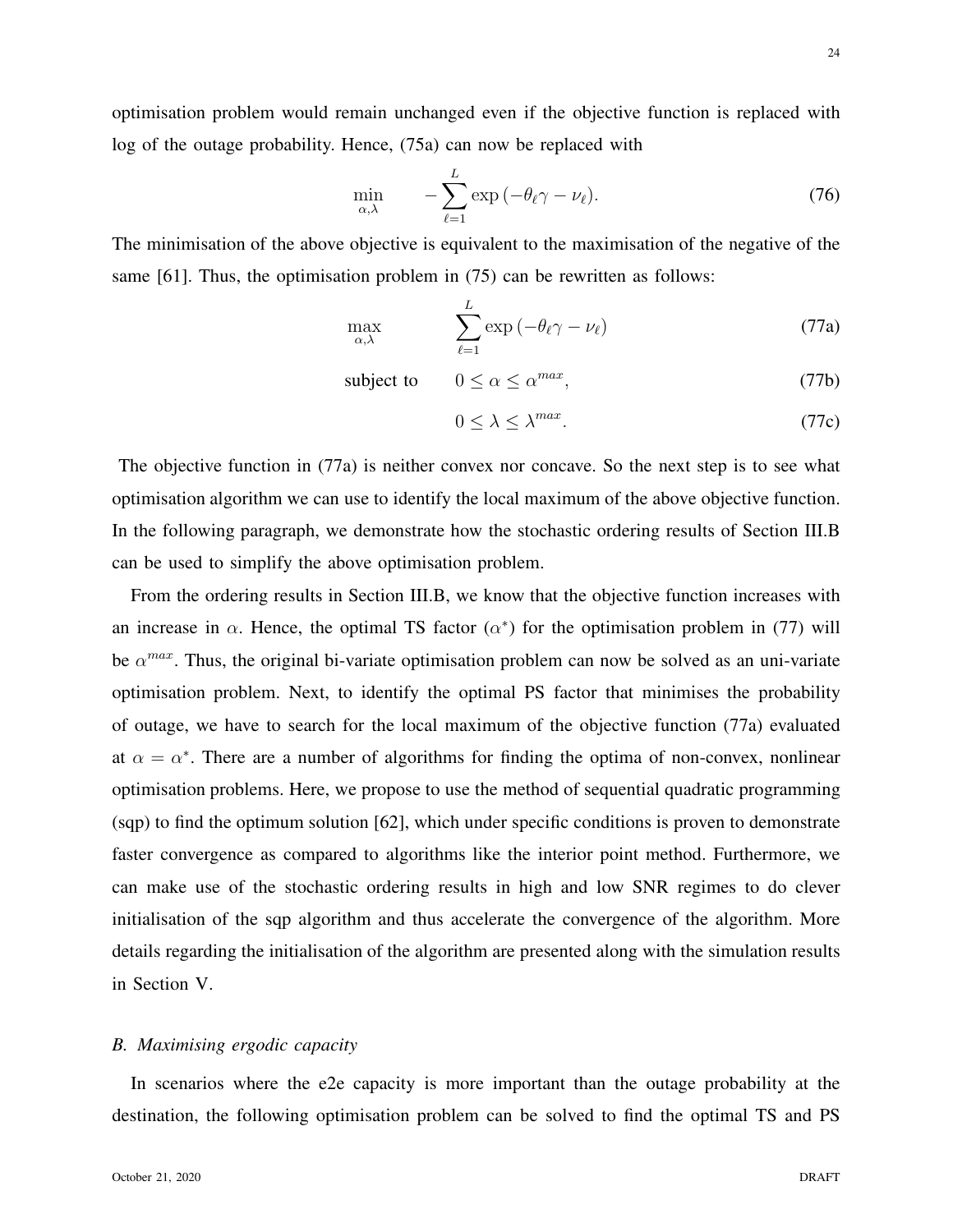optimisation problem would remain unchanged even if the objective function is replaced with log of the outage probability. Hence, (75a) can now be replaced with

$$\min_{\alpha,\lambda} \qquad -\sum_{\ell=1}^{L} \exp\left(-\theta_\ell \gamma - \nu_\ell\right). \tag{76}$$

The minimisation of the above objective is equivalent to the maximisation of the negative of the same [61]. Thus, the optimisation problem in (75) can be rewritten as follows:

$$\max_{\alpha,\lambda} \qquad \sum_{\ell=1}^{L} \exp\left(-\theta_\ell \gamma - \nu_\ell\right) \tag{77a}$$

$$\text{subject to} \qquad 0 \leq \alpha \leq \alpha^{max}, \tag{77b}$$

$$0 \leq \lambda \leq \lambda^{max}. \tag{77c}$$

The objective function in (77a) is neither convex nor concave. So the next step is to see what optimisation algorithm we can use to identify the local maximum of the above objective function. In the following paragraph, we demonstrate how the stochastic ordering results of Section III.B can be used to simplify the above optimisation problem.

From the ordering results in Section III.B, we know that the objective function increases with an increase in $\alpha$. Hence, the optimal TS factor ($\alpha^*$) for the optimisation problem in (77) will be $\alpha^{max}$. Thus, the original bi-variate optimisation problem can now be solved as an uni-variate optimisation problem. Next, to identify the optimal PS factor that minimises the probability of outage, we have to search for the local maximum of the objective function (77a) evaluated at $\alpha = \alpha^*$. There are a number of algorithms for finding the optima of non-convex, nonlinear optimisation problems. Here, we propose to use the method of sequential quadratic programming (sqp) to find the optimum solution [62], which under specific conditions is proven to demonstrate faster convergence as compared to algorithms like the interior point method. Furthermore, we can make use of the stochastic ordering results in high and low SNR regimes to do clever initialisation of the sqp algorithm and thus accelerate the convergence of the algorithm. More details regarding the initialisation of the algorithm are presented along with the simulation results in Section V.

### *B. Maximising ergodic capacity*

In scenarios where the e2e capacity is more important than the outage probability at the destination, the following optimisation problem can be solved to find the optimal TS and PS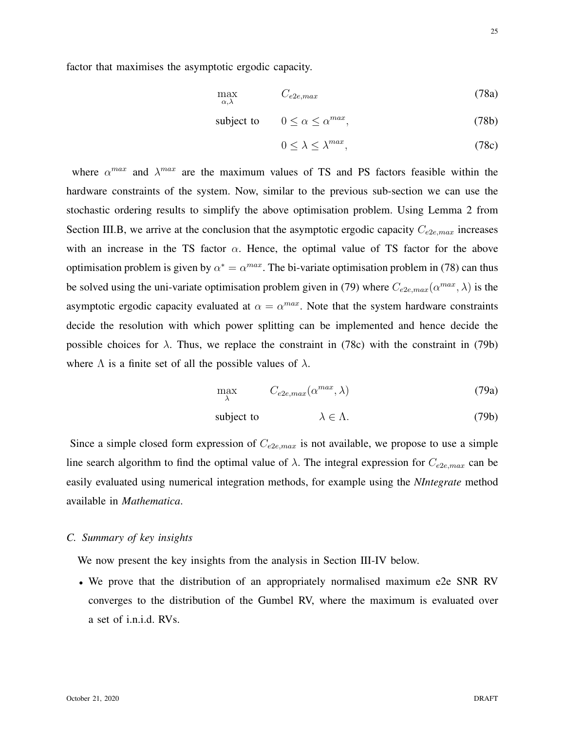factor that maximises the asymptotic ergodic capacity.

$$\max_{\alpha,\lambda} \quad C_{e2e,max} \tag{78a}$$

$$\text{subject to} \quad 0 \leq \alpha \leq \alpha^{max}, \tag{78b}$$

$$0 \leq \lambda \leq \lambda^{max}, \tag{78c}$$

where $\alpha^{max}$ and $\lambda^{max}$ are the maximum values of TS and PS factors feasible within the hardware constraints of the system. Now, similar to the previous sub-section we can use the stochastic ordering results to simplify the above optimisation problem. Using Lemma 2 from Section III.B, we arrive at the conclusion that the asymptotic ergodic capacity $C_{e2e,max}$ increases with an increase in the TS factor $\alpha$. Hence, the optimal value of TS factor for the above optimisation problem is given by $\alpha^* = \alpha^{max}$. The bi-variate optimisation problem in (78) can thus be solved using the uni-variate optimisation problem given in (79) where $C_{e2e,max}(\alpha^{max}, \lambda)$ is the asymptotic ergodic capacity evaluated at $\alpha = \alpha^{max}$. Note that the system hardware constraints decide the resolution with which power splitting can be implemented and hence decide the possible choices for $\lambda$. Thus, we replace the constraint in (78c) with the constraint in (79b) where $\Lambda$ is a finite set of all the possible values of $\lambda$.

$$\max_{\lambda} \quad C_{e2e,max}(\alpha^{max}, \lambda) \tag{79a}$$

$$\text{subject to} \quad \lambda \in \Lambda. \tag{79b}$$

Since a simple closed form expression of $C_{e2e,max}$ is not available, we propose to use a simple line search algorithm to find the optimal value of $\lambda$. The integral expression for $C_{e2e,max}$ can be easily evaluated using numerical integration methods, for example using the *NIntegrate* method available in *Mathematica*.

### C. Summary of key insights

We now present the key insights from the analysis in Section III-IV below.

- We prove that the distribution of an appropriately normalised maximum e2e SNR RV converges to the distribution of the Gumbel RV, where the maximum is evaluated over a set of i.n.i.d. RVs.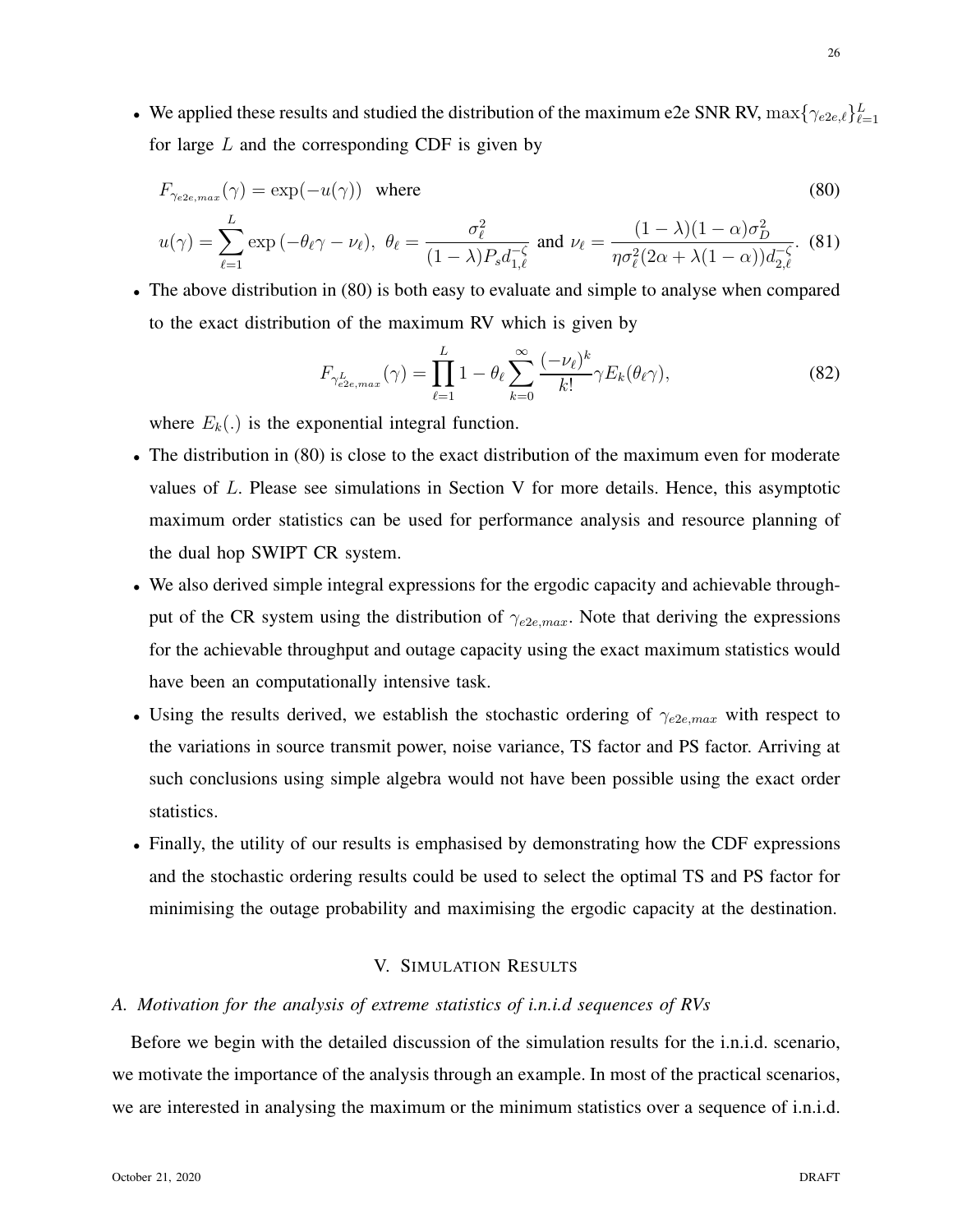- We applied these results and studied the distribution of the maximum e2e SNR RV, $\max\{\gamma_{e2e,\ell}\}_{\ell=1}^{L}$ for large $L$ and the corresponding CDF is given by

$$F_{\gamma_{e2e,max}}(\gamma) = \exp(-u(\gamma)) \quad \text{where} \tag{80}$$

$$u(\gamma) = \sum_{\ell=1}^{L} \exp\left(-\theta_\ell \gamma - \nu_\ell\right),\ \theta_\ell = \frac{\sigma_\ell^2}{(1-\lambda)P_s d_{1,\ell}^{-\zeta}} \text{ and } \nu_\ell = \frac{(1-\lambda)(1-\alpha)\sigma_D^2}{\eta\sigma_\ell^2(2\alpha+\lambda(1-\alpha))d_{2,\ell}^{-\zeta}}. \tag{81}$$

- The above distribution in (80) is both easy to evaluate and simple to analyse when compared to the exact distribution of the maximum RV which is given by

$$F_{\gamma_{e2e,max}^{L}}(\gamma) = \prod_{\ell=1}^{L} 1 - \theta_\ell \sum_{k=0}^{\infty} \frac{(-\nu_\ell)^k}{k!} \gamma E_k(\theta_\ell \gamma), \tag{82}$$

where $E_k(.)$ is the exponential integral function.

- The distribution in (80) is close to the exact distribution of the maximum even for moderate values of $L$. Please see simulations in Section V for more details. Hence, this asymptotic maximum order statistics can be used for performance analysis and resource planning of the dual hop SWIPT CR system.
- We also derived simple integral expressions for the ergodic capacity and achievable throughput of the CR system using the distribution of $\gamma_{e2e,max}$. Note that deriving the expressions for the achievable throughput and outage capacity using the exact maximum statistics would have been an computationally intensive task.
- Using the results derived, we establish the stochastic ordering of $\gamma_{e2e,max}$ with respect to the variations in source transmit power, noise variance, TS factor and PS factor. Arriving at such conclusions using simple algebra would not have been possible using the exact order statistics.
- Finally, the utility of our results is emphasised by demonstrating how the CDF expressions and the stochastic ordering results could be used to select the optimal TS and PS factor for minimising the outage probability and maximising the ergodic capacity at the destination.

## V. Simulation Results

### *A. Motivation for the analysis of extreme statistics of i.n.i.d sequences of RVs*

Before we begin with the detailed discussion of the simulation results for the i.n.i.d. scenario, we motivate the importance of the analysis through an example. In most of the practical scenarios, we are interested in analysing the maximum or the minimum statistics over a sequence of i.n.i.d.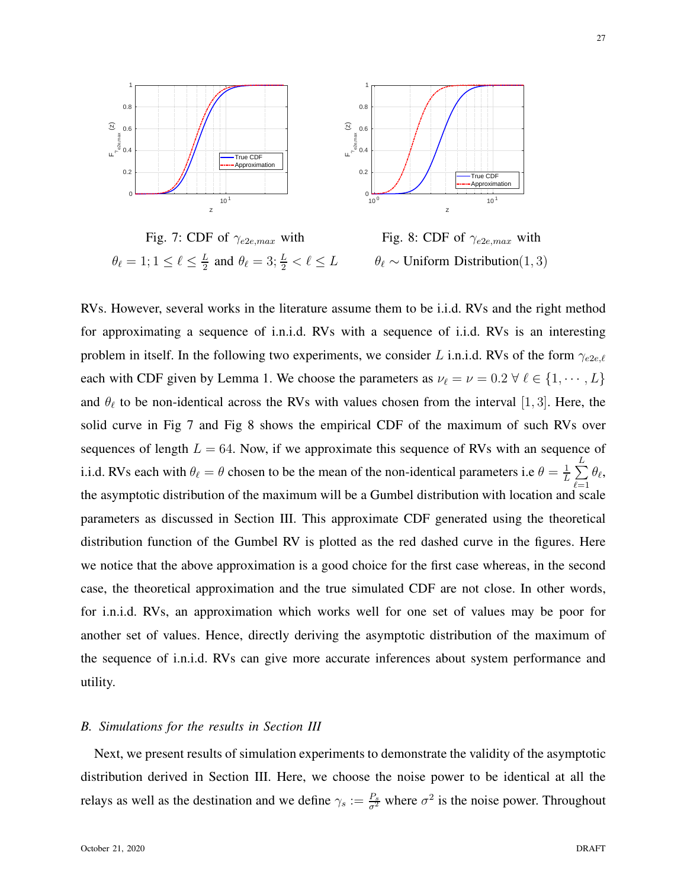Fig. 7: CDF of $\gamma_{e2e,max}$ with $\theta_\ell = 1; 1 \le \ell \le \frac{L}{2}$ and $\theta_\ell = 3; \frac{L}{2} < \ell \le L$

Fig. 8: CDF of $\gamma_{e2e,max}$ with $\theta_\ell \sim$ Uniform Distribution$(1, 3)$

RVs. However, several works in the literature assume them to be i.i.d. RVs and the right method for approximating a sequence of i.n.i.d. RVs with a sequence of i.i.d. RVs is an interesting problem in itself. In the following two experiments, we consider $L$ i.n.i.d. RVs of the form $\gamma_{e2e,\ell}$ each with CDF given by Lemma 1. We choose the parameters as $\nu_\ell = \nu = 0.2 \; \forall \; \ell \in \{1, \cdots, L\}$ and $\theta_\ell$ to be non-identical across the RVs with values chosen from the interval $[1, 3]$. Here, the solid curve in Fig 7 and Fig 8 shows the empirical CDF of the maximum of such RVs over sequences of length $L = 64$. Now, if we approximate this sequence of RVs with an sequence of i.i.d. RVs each with $\theta_\ell = \theta$ chosen to be the mean of the non-identical parameters i.e $\theta = \frac{1}{L}\sum_{\ell=1}^{L} \theta_\ell$, the asymptotic distribution of the maximum will be a Gumbel distribution with location and scale parameters as discussed in Section III. This approximate CDF generated using the theoretical distribution function of the Gumbel RV is plotted as the red dashed curve in the figures. Here we notice that the above approximation is a good choice for the first case whereas, in the second case, the theoretical approximation and the true simulated CDF are not close. In other words, for i.n.i.d. RVs, an approximation which works well for one set of values may be poor for another set of values. Hence, directly deriving the asymptotic distribution of the maximum of the sequence of i.n.i.d. RVs can give more accurate inferences about system performance and utility.

### *B. Simulations for the results in Section III*

Next, we present results of simulation experiments to demonstrate the validity of the asymptotic distribution derived in Section III. Here, we choose the noise power to be identical at all the relays as well as the destination and we define $\gamma_s := \frac{P_s}{\sigma^2}$ where $\sigma^2$ is the noise power. Throughout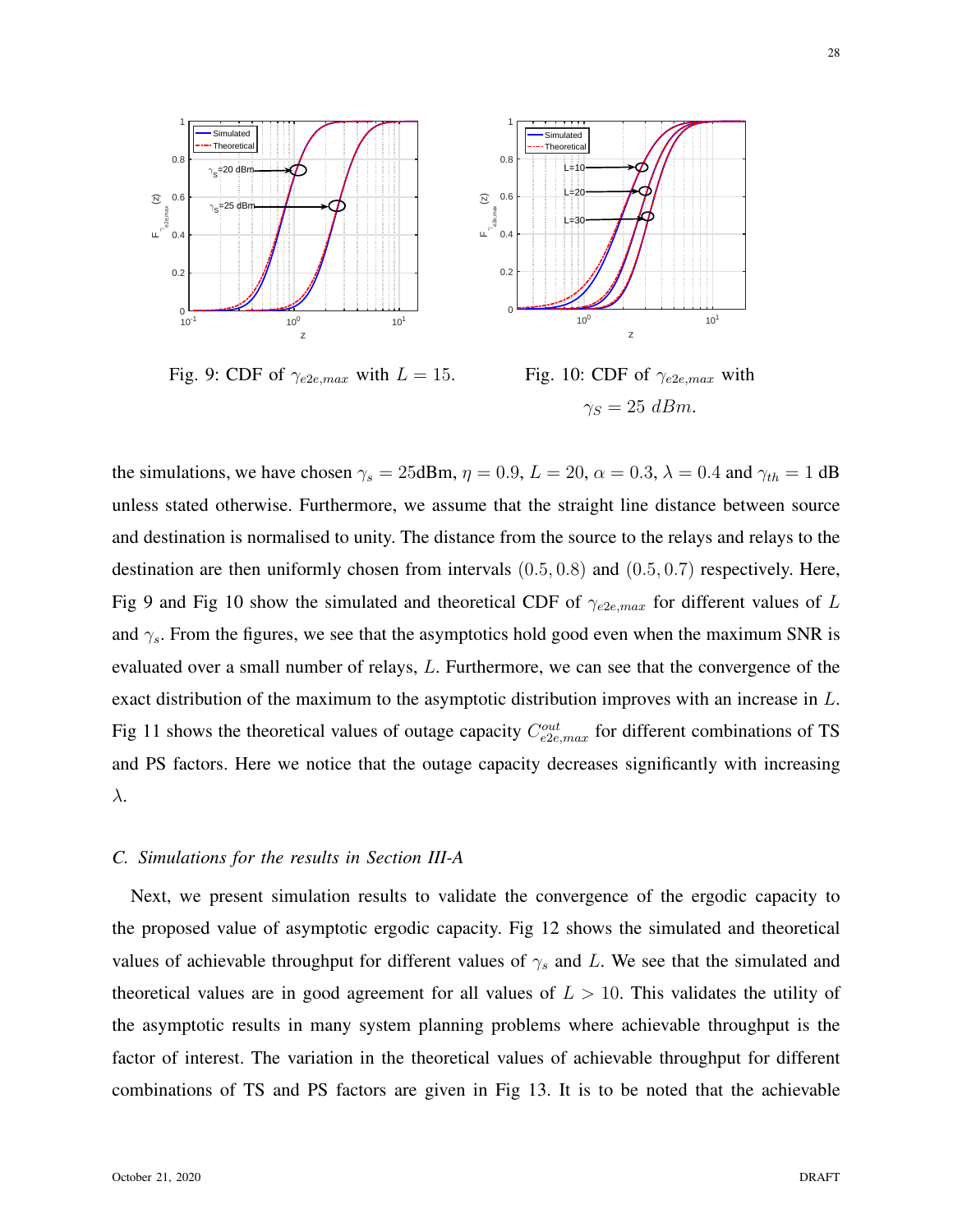Fig. 9: CDF of $\gamma_{e2e,max}$ with $L = 15$.

Fig. 10: CDF of $\gamma_{e2e,max}$ with $\gamma_S = 25\ dBm$.

the simulations, we have chosen $\gamma_s = 25$dBm, $\eta = 0.9$, $L = 20$, $\alpha = 0.3$, $\lambda = 0.4$ and $\gamma_{th} = 1$ dB unless stated otherwise. Furthermore, we assume that the straight line distance between source and destination is normalised to unity. The distance from the source to the relays and relays to the destination are then uniformly chosen from intervals $(0.5, 0.8)$ and $(0.5, 0.7)$ respectively. Here, Fig 9 and Fig 10 show the simulated and theoretical CDF of $\gamma_{e2e,max}$ for different values of $L$ and $\gamma_s$. From the figures, we see that the asymptotics hold good even when the maximum SNR is evaluated over a small number of relays, $L$. Furthermore, we can see that the convergence of the exact distribution of the maximum to the asymptotic distribution improves with an increase in $L$. Fig 11 shows the theoretical values of outage capacity $C^{out}_{e2e,max}$ for different combinations of TS and PS factors. Here we notice that the outage capacity decreases significantly with increasing $\lambda$.

### C. Simulations for the results in Section III-A

Next, we present simulation results to validate the convergence of the ergodic capacity to the proposed value of asymptotic ergodic capacity. Fig 12 shows the simulated and theoretical values of achievable throughput for different values of $\gamma_s$ and $L$. We see that the simulated and theoretical values are in good agreement for all values of $L > 10$. This validates the utility of the asymptotic results in many system planning problems where achievable throughput is the factor of interest. The variation in the theoretical values of achievable throughput for different combinations of TS and PS factors are given in Fig 13. It is to be noted that the achievable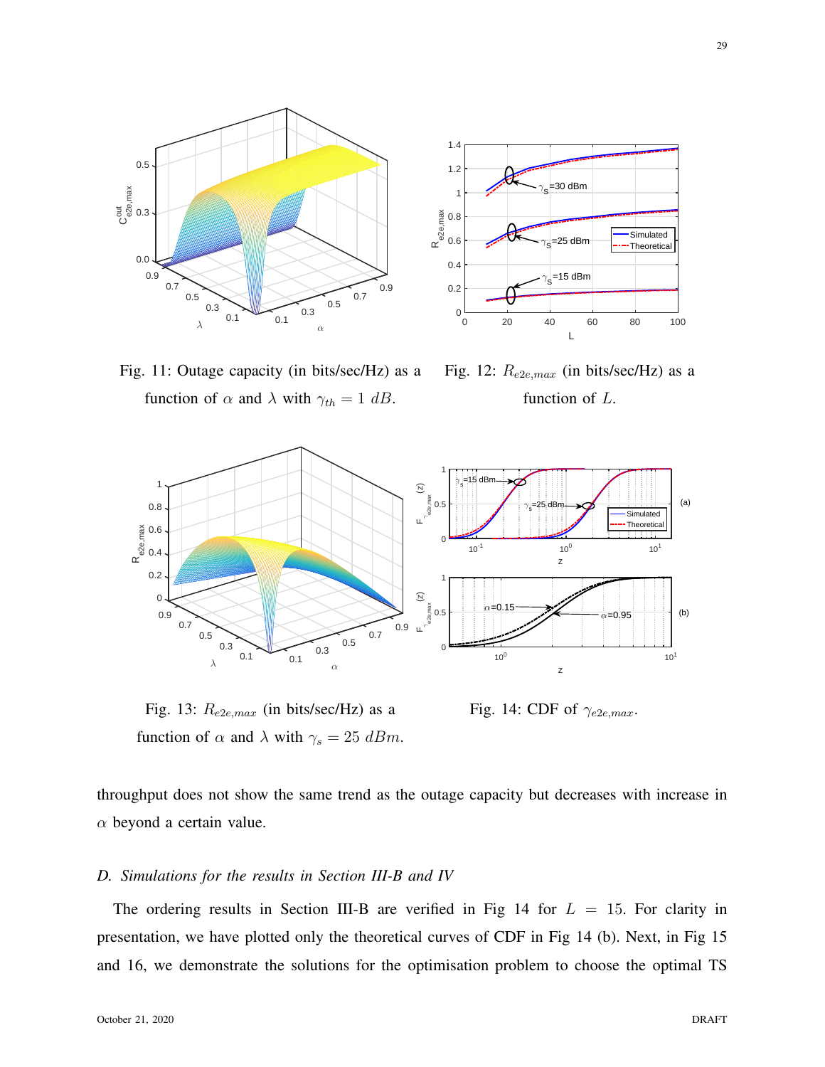Fig. 11: Outage capacity (in bits/sec/Hz) as a function of $\alpha$ and $\lambda$ with $\gamma_{th} = 1\ dB$.

Fig. 12: $R_{e2e,max}$ (in bits/sec/Hz) as a function of $L$.

Fig. 13: $R_{e2e,max}$ (in bits/sec/Hz) as a function of $\alpha$ and $\lambda$ with $\gamma_s = 25\ dBm$.

Fig. 14: CDF of $\gamma_{e2e,max}$.

throughput does not show the same trend as the outage capacity but decreases with increase in $\alpha$ beyond a certain value.

### *D. Simulations for the results in Section III-B and IV*

The ordering results in Section III-B are verified in Fig 14 for $L = 15$. For clarity in presentation, we have plotted only the theoretical curves of CDF in Fig 14 (b). Next, in Fig 15 and 16, we demonstrate the solutions for the optimisation problem to choose the optimal TS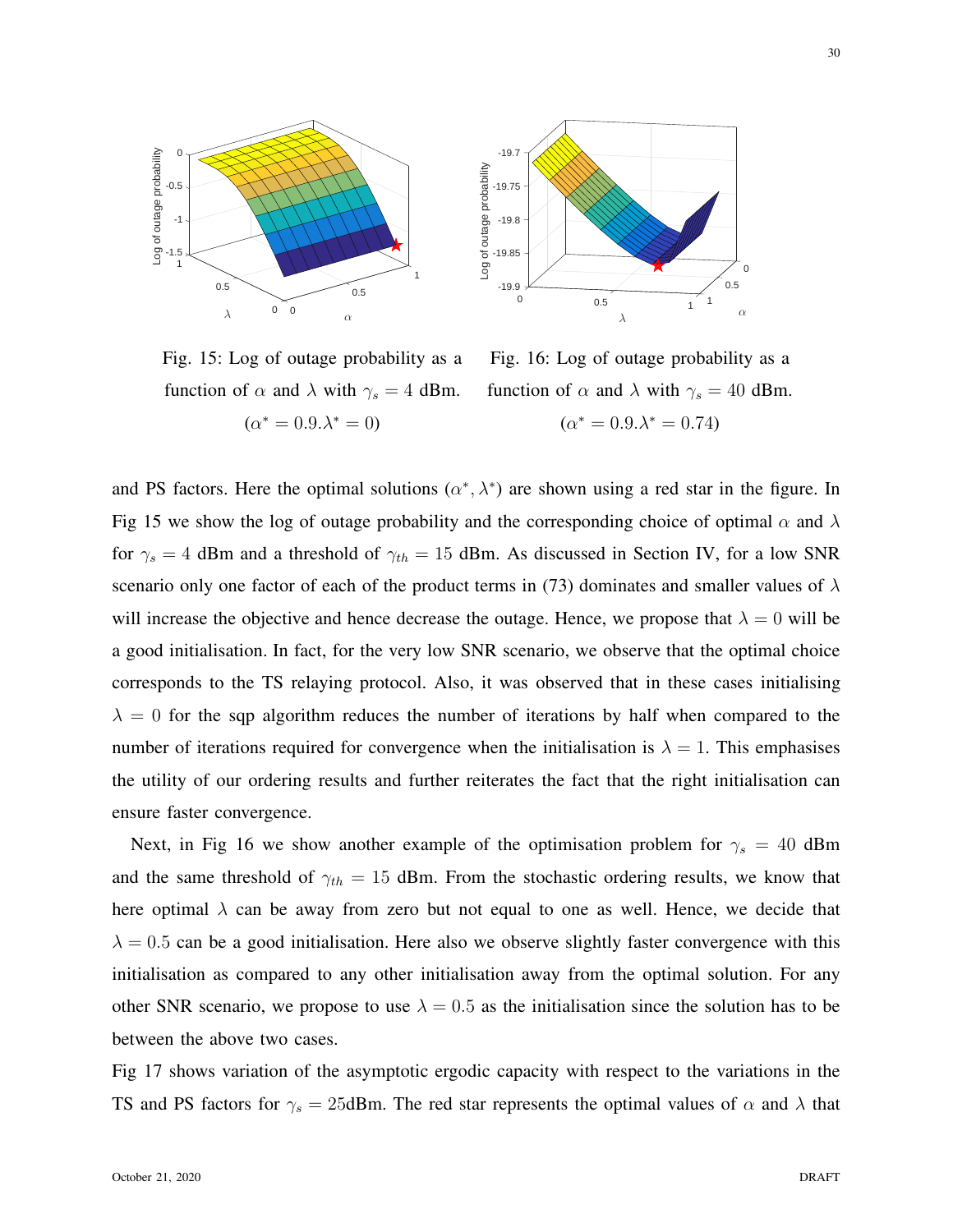Fig. 15: Log of outage probability as a function of $\alpha$ and $\lambda$ with $\gamma_s = 4$ dBm. $(\alpha^* = 0.9.\lambda^* = 0)$

Fig. 16: Log of outage probability as a function of $\alpha$ and $\lambda$ with $\gamma_s = 40$ dBm. $(\alpha^* = 0.9.\lambda^* = 0.74)$

and PS factors. Here the optimal solutions $(\alpha^*, \lambda^*)$ are shown using a red star in the figure. In Fig 15 we show the log of outage probability and the corresponding choice of optimal $\alpha$ and $\lambda$ for $\gamma_s = 4$ dBm and a threshold of $\gamma_{th} = 15$ dBm. As discussed in Section IV, for a low SNR scenario only one factor of each of the product terms in (73) dominates and smaller values of $\lambda$ will increase the objective and hence decrease the outage. Hence, we propose that $\lambda = 0$ will be a good initialisation. In fact, for the very low SNR scenario, we observe that the optimal choice corresponds to the TS relaying protocol. Also, it was observed that in these cases initialising $\lambda = 0$ for the sqp algorithm reduces the number of iterations by half when compared to the number of iterations required for convergence when the initialisation is $\lambda = 1$. This emphasises the utility of our ordering results and further reiterates the fact that the right initialisation can ensure faster convergence.

Next, in Fig 16 we show another example of the optimisation problem for $\gamma_s = 40$ dBm and the same threshold of $\gamma_{th} = 15$ dBm. From the stochastic ordering results, we know that here optimal $\lambda$ can be away from zero but not equal to one as well. Hence, we decide that $\lambda = 0.5$ can be a good initialisation. Here also we observe slightly faster convergence with this initialisation as compared to any other initialisation away from the optimal solution. For any other SNR scenario, we propose to use $\lambda = 0.5$ as the initialisation since the solution has to be between the above two cases.

Fig 17 shows variation of the asymptotic ergodic capacity with respect to the variations in the TS and PS factors for $\gamma_s = 25$dBm. The red star represents the optimal values of $\alpha$ and $\lambda$ that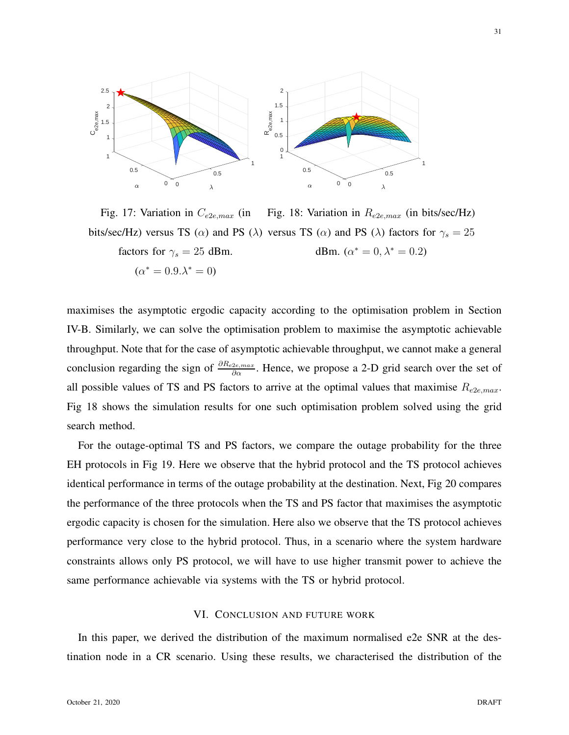Fig. 17: Variation in $C_{e2e,max}$ (in bits/sec/Hz) versus TS ($\alpha$) and PS ($\lambda$) factors for $\gamma_s = 25$ dBm. ($\alpha^* = 0.9.\lambda^* = 0$)

Fig. 18: Variation in $R_{e2e,max}$ (in bits/sec/Hz) versus TS ($\alpha$) and PS ($\lambda$) factors for $\gamma_s = 25$ dBm. ($\alpha^* = 0, \lambda^* = 0.2$)

maximises the asymptotic ergodic capacity according to the optimisation problem in Section IV-B. Similarly, we can solve the optimisation problem to maximise the asymptotic achievable throughput. Note that for the case of asymptotic achievable throughput, we cannot make a general conclusion regarding the sign of $\frac{\partial R_{e2e,max}}{\partial \alpha}$. Hence, we propose a 2-D grid search over the set of all possible values of TS and PS factors to arrive at the optimal values that maximise $R_{e2e,max}$. Fig 18 shows the simulation results for one such optimisation problem solved using the grid search method.

For the outage-optimal TS and PS factors, we compare the outage probability for the three EH protocols in Fig 19. Here we observe that the hybrid protocol and the TS protocol achieves identical performance in terms of the outage probability at the destination. Next, Fig 20 compares the performance of the three protocols when the TS and PS factor that maximises the asymptotic ergodic capacity is chosen for the simulation. Here also we observe that the TS protocol achieves performance very close to the hybrid protocol. Thus, in a scenario where the system hardware constraints allows only PS protocol, we will have to use higher transmit power to achieve the same performance achievable via systems with the TS or hybrid protocol.

## VI. Conclusion and Future Work

In this paper, we derived the distribution of the maximum normalised e2e SNR at the destination node in a CR scenario. Using these results, we characterised the distribution of the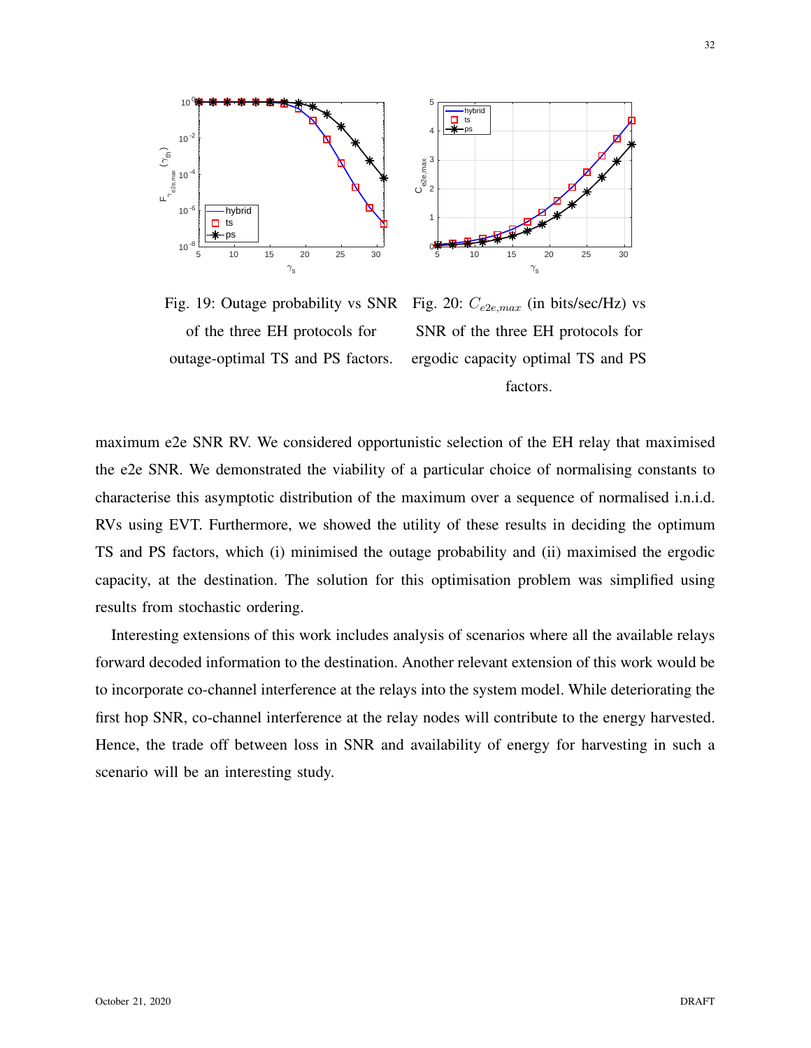Fig. 19: Outage probability vs SNR of the three EH protocols for outage-optimal TS and PS factors.

Fig. 20: $C_{e2e,max}$ (in bits/sec/Hz) vs SNR of the three EH protocols for ergodic capacity optimal TS and PS factors.

maximum e2e SNR RV. We considered opportunistic selection of the EH relay that maximised the e2e SNR. We demonstrated the viability of a particular choice of normalising constants to characterise this asymptotic distribution of the maximum over a sequence of normalised i.n.i.d. RVs using EVT. Furthermore, we showed the utility of these results in deciding the optimum TS and PS factors, which (i) minimised the outage probability and (ii) maximised the ergodic capacity, at the destination. The solution for this optimisation problem was simplified using results from stochastic ordering.

Interesting extensions of this work includes analysis of scenarios where all the available relays forward decoded information to the destination. Another relevant extension of this work would be to incorporate co-channel interference at the relays into the system model. While deteriorating the first hop SNR, co-channel interference at the relay nodes will contribute to the energy harvested. Hence, the trade off between loss in SNR and availability of energy for harvesting in such a scenario will be an interesting study.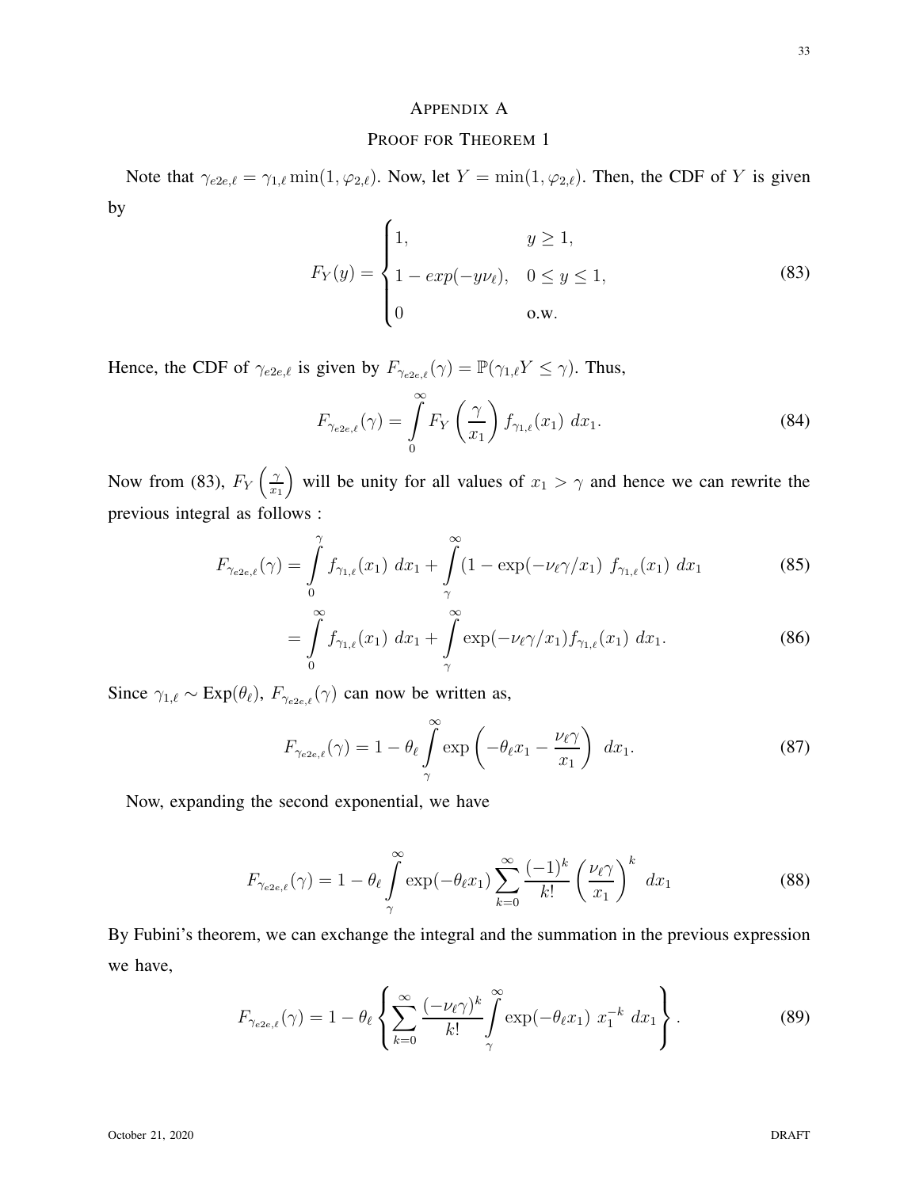# Appendix A

## Proof for Theorem 1

Note that $\gamma_{e2e,\ell} = \gamma_{1,\ell} \min(1, \varphi_{2,\ell})$. Now, let $Y = \min(1, \varphi_{2,\ell})$. Then, the CDF of $Y$ is given by

$$F_Y(y) = \begin{cases} 1, & y \geq 1, \\ 1 - exp(-y\nu_\ell), & 0 \leq y \leq 1, \\ 0 & \text{o.w.} \end{cases} \tag{83}$$

Hence, the CDF of $\gamma_{e2e,\ell}$ is given by $F_{\gamma_{e2e,\ell}}(\gamma) = \mathbb{P}(\gamma_{1,\ell} Y \leq \gamma)$. Thus,

$$F_{\gamma_{e2e,\ell}}(\gamma) = \int_0^\infty F_Y\left(\frac{\gamma}{x_1}\right) f_{\gamma_{1,\ell}}(x_1)\ dx_1. \tag{84}$$

Now from (83), $F_Y\left(\frac{\gamma}{x_1}\right)$ will be unity for all values of $x_1 > \gamma$ and hence we can rewrite the previous integral as follows :

$$F_{\gamma_{e2e,\ell}}(\gamma) = \int_0^\gamma f_{\gamma_{1,\ell}}(x_1)\ dx_1 + \int_\gamma^\infty (1 - \exp(-\nu_\ell \gamma / x_1)\ f_{\gamma_{1,\ell}}(x_1)\ dx_1 \tag{85}$$

$$= \int_0^\infty f_{\gamma_{1,\ell}}(x_1)\ dx_1 + \int_\gamma^\infty \exp(-\nu_\ell \gamma / x_1) f_{\gamma_{1,\ell}}(x_1)\ dx_1. \tag{86}$$

Since $\gamma_{1,\ell} \sim \text{Exp}(\theta_\ell)$, $F_{\gamma_{e2e,\ell}}(\gamma)$ can now be written as,

$$F_{\gamma_{e2e,\ell}}(\gamma) = 1 - \theta_\ell \int_\gamma^\infty \exp\left(-\theta_\ell x_1 - \frac{\nu_\ell \gamma}{x_1}\right)\ dx_1. \tag{87}$$

Now, expanding the second exponential, we have

$$F_{\gamma_{e2e,\ell}}(\gamma) = 1 - \theta_\ell \int_\gamma^\infty \exp(-\theta_\ell x_1) \sum_{k=0}^\infty \frac{(-1)^k}{k!} \left(\frac{\nu_\ell \gamma}{x_1}\right)^k\ dx_1 \tag{88}$$

By Fubini's theorem, we can exchange the integral and the summation in the previous expression we have,

$$F_{\gamma_{e2e,\ell}}(\gamma) = 1 - \theta_\ell \left\{ \sum_{k=0}^\infty \frac{(-\nu_\ell \gamma)^k}{k!} \int_\gamma^\infty \exp(-\theta_\ell x_1)\ x_1^{-k}\ dx_1 \right\}. \tag{89}$$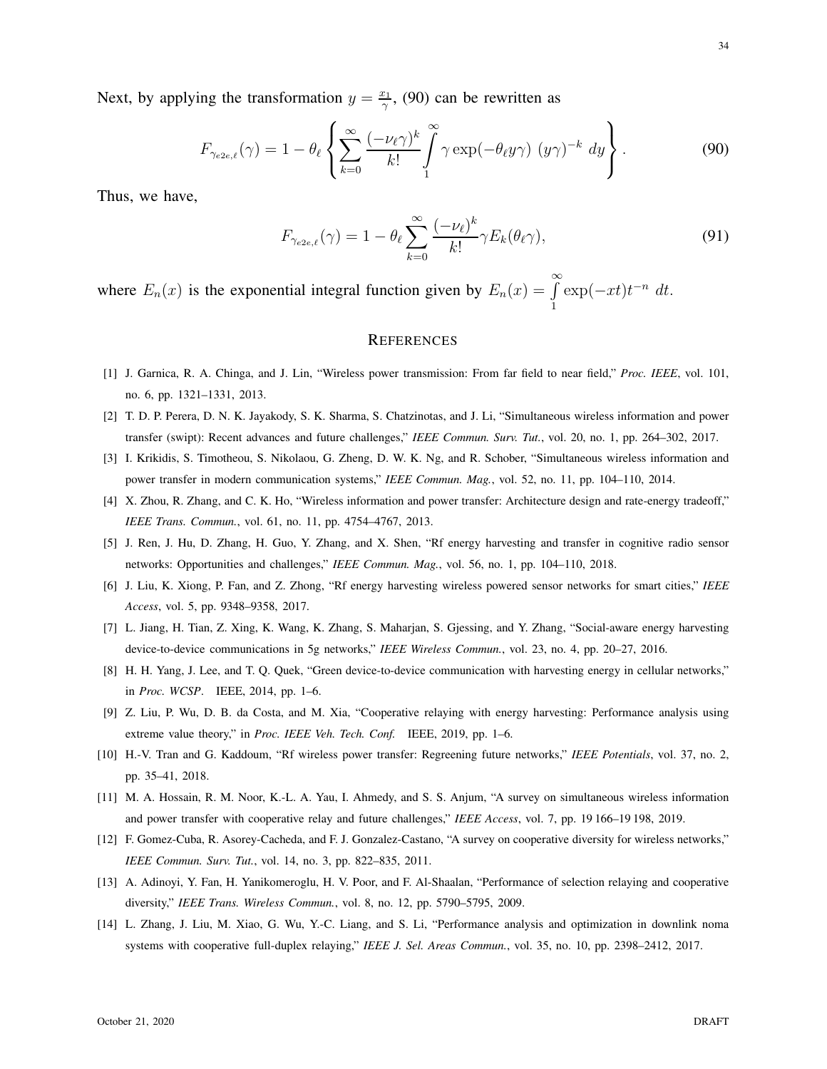Next, by applying the transformation $y = \frac{x_1}{\gamma}$, (90) can be rewritten as

$$F_{\gamma_{e2e,\ell}}(\gamma) = 1 - \theta_\ell \left\{ \sum_{k=0}^{\infty} \frac{(-\nu_\ell \gamma)^k}{k!} \int_1^\infty \gamma \exp(-\theta_\ell y \gamma)\ (y\gamma)^{-k}\ dy \right\}. \tag{90}$$

Thus, we have,

$$F_{\gamma_{e2e,\ell}}(\gamma) = 1 - \theta_\ell \sum_{k=0}^{\infty} \frac{(-\nu_\ell)^k}{k!} \gamma E_k(\theta_\ell \gamma), \tag{91}$$

where $E_n(x)$ is the exponential integral function given by $E_n(x) = \int_1^\infty \exp(-xt) t^{-n}\ dt$.

## References

[1] J. Garnica, R. A. Chinga, and J. Lin, "Wireless power transmission: From far field to near field," *Proc. IEEE*, vol. 101, no. 6, pp. 1321–1331, 2013.

[2] T. D. P. Perera, D. N. K. Jayakody, S. K. Sharma, S. Chatzinotas, and J. Li, "Simultaneous wireless information and power transfer (swipt): Recent advances and future challenges," *IEEE Commun. Surv. Tut.*, vol. 20, no. 1, pp. 264–302, 2017.

[3] I. Krikidis, S. Timotheou, S. Nikolaou, G. Zheng, D. W. K. Ng, and R. Schober, "Simultaneous wireless information and power transfer in modern communication systems," *IEEE Commun. Mag.*, vol. 52, no. 11, pp. 104–110, 2014.

[4] X. Zhou, R. Zhang, and C. K. Ho, "Wireless information and power transfer: Architecture design and rate-energy tradeoff," *IEEE Trans. Commun.*, vol. 61, no. 11, pp. 4754–4767, 2013.

[5] J. Ren, J. Hu, D. Zhang, H. Guo, Y. Zhang, and X. Shen, "Rf energy harvesting and transfer in cognitive radio sensor networks: Opportunities and challenges," *IEEE Commun. Mag.*, vol. 56, no. 1, pp. 104–110, 2018.

[6] J. Liu, K. Xiong, P. Fan, and Z. Zhong, "Rf energy harvesting wireless powered sensor networks for smart cities," *IEEE Access*, vol. 5, pp. 9348–9358, 2017.

[7] L. Jiang, H. Tian, Z. Xing, K. Wang, K. Zhang, S. Maharjan, S. Gjessing, and Y. Zhang, "Social-aware energy harvesting device-to-device communications in 5g networks," *IEEE Wireless Commun.*, vol. 23, no. 4, pp. 20–27, 2016.

[8] H. H. Yang, J. Lee, and T. Q. Quek, "Green device-to-device communication with harvesting energy in cellular networks," in *Proc. WCSP*. IEEE, 2014, pp. 1–6.

[9] Z. Liu, P. Wu, D. B. da Costa, and M. Xia, "Cooperative relaying with energy harvesting: Performance analysis using extreme value theory," in *Proc. IEEE Veh. Tech. Conf.* IEEE, 2019, pp. 1–6.

[10] H.-V. Tran and G. Kaddoum, "Rf wireless power transfer: Regreening future networks," *IEEE Potentials*, vol. 37, no. 2, pp. 35–41, 2018.

[11] M. A. Hossain, R. M. Noor, K.-L. A. Yau, I. Ahmedy, and S. S. Anjum, "A survey on simultaneous wireless information and power transfer with cooperative relay and future challenges," *IEEE Access*, vol. 7, pp. 19 166–19 198, 2019.

[12] F. Gomez-Cuba, R. Asorey-Cacheda, and F. J. Gonzalez-Castano, "A survey on cooperative diversity for wireless networks," *IEEE Commun. Surv. Tut.*, vol. 14, no. 3, pp. 822–835, 2011.

[13] A. Adinoyi, Y. Fan, H. Yanikomeroglu, H. V. Poor, and F. Al-Shaalan, "Performance of selection relaying and cooperative diversity," *IEEE Trans. Wireless Commun.*, vol. 8, no. 12, pp. 5790–5795, 2009.

[14] L. Zhang, J. Liu, M. Xiao, G. Wu, Y.-C. Liang, and S. Li, "Performance analysis and optimization in downlink noma systems with cooperative full-duplex relaying," *IEEE J. Sel. Areas Commun.*, vol. 35, no. 10, pp. 2398–2412, 2017.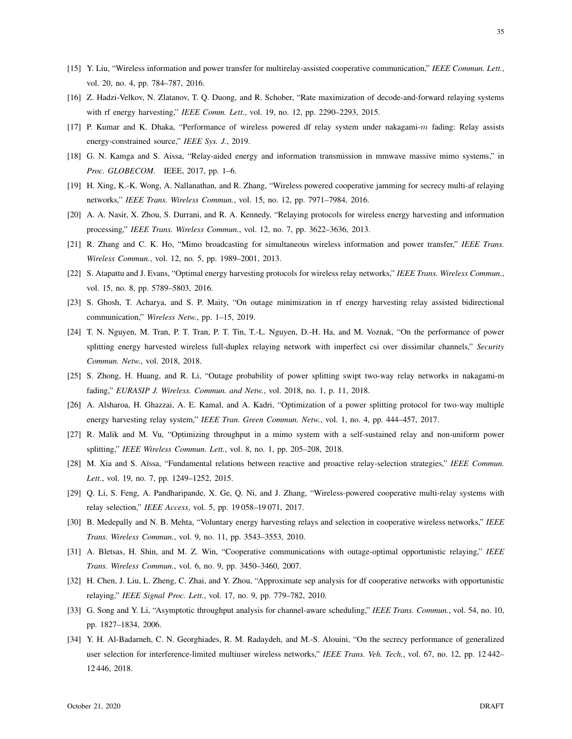[15] Y. Liu, "Wireless information and power transfer for multirelay-assisted cooperative communication," *IEEE Commun. Lett.*, vol. 20, no. 4, pp. 784–787, 2016.

[16] Z. Hadzi-Velkov, N. Zlatanov, T. Q. Duong, and R. Schober, "Rate maximization of decode-and-forward relaying systems with rf energy harvesting," *IEEE Comm. Lett.*, vol. 19, no. 12, pp. 2290–2293, 2015.

[17] P. Kumar and K. Dhaka, "Performance of wireless powered df relay system under nakagami-$m$ fading: Relay assists energy-constrained source," *IEEE Sys. J.*, 2019.

[18] G. N. Kamga and S. Aissa, "Relay-aided energy and information transmission in mmwave massive mimo systems," in *Proc. GLOBECOM*. IEEE, 2017, pp. 1–6.

[19] H. Xing, K.-K. Wong, A. Nallanathan, and R. Zhang, "Wireless powered cooperative jamming for secrecy multi-af relaying networks," *IEEE Trans. Wireless Commun.*, vol. 15, no. 12, pp. 7971–7984, 2016.

[20] A. A. Nasir, X. Zhou, S. Durrani, and R. A. Kennedy, "Relaying protocols for wireless energy harvesting and information processing," *IEEE Trans. Wireless Commun.*, vol. 12, no. 7, pp. 3622–3636, 2013.

[21] R. Zhang and C. K. Ho, "Mimo broadcasting for simultaneous wireless information and power transfer," *IEEE Trans. Wireless Commun.*, vol. 12, no. 5, pp. 1989–2001, 2013.

[22] S. Atapattu and J. Evans, "Optimal energy harvesting protocols for wireless relay networks," *IEEE Trans. Wireless Commun.*, vol. 15, no. 8, pp. 5789–5803, 2016.

[23] S. Ghosh, T. Acharya, and S. P. Maity, "On outage minimization in rf energy harvesting relay assisted bidirectional communication," *Wireless Netw.*, pp. 1–15, 2019.

[24] T. N. Nguyen, M. Tran, P. T. Tran, P. T. Tin, T.-L. Nguyen, D.-H. Ha, and M. Voznak, "On the performance of power splitting energy harvested wireless full-duplex relaying network with imperfect csi over dissimilar channels," *Security Commun. Netw.*, vol. 2018, 2018.

[25] S. Zhong, H. Huang, and R. Li, "Outage probability of power splitting swipt two-way relay networks in nakagami-m fading," *EURASIP J. Wireless. Commun. and Netw.*, vol. 2018, no. 1, p. 11, 2018.

[26] A. Alsharoa, H. Ghazzai, A. E. Kamal, and A. Kadri, "Optimization of a power splitting protocol for two-way multiple energy harvesting relay system," *IEEE Tran. Green Commun. Netw.*, vol. 1, no. 4, pp. 444–457, 2017.

[27] R. Malik and M. Vu, "Optimizing throughput in a mimo system with a self-sustained relay and non-uniform power splitting," *IEEE Wireless Commun. Lett.*, vol. 8, no. 1, pp. 205–208, 2018.

[28] M. Xia and S. Aïssa, "Fundamental relations between reactive and proactive relay-selection strategies," *IEEE Commun. Lett.*, vol. 19, no. 7, pp. 1249–1252, 2015.

[29] Q. Li, S. Feng, A. Pandharipande, X. Ge, Q. Ni, and J. Zhang, "Wireless-powered cooperative multi-relay systems with relay selection," *IEEE Access*, vol. 5, pp. 19 058–19 071, 2017.

[30] B. Medepally and N. B. Mehta, "Voluntary energy harvesting relays and selection in cooperative wireless networks," *IEEE Trans. Wireless Commun.*, vol. 9, no. 11, pp. 3543–3553, 2010.

[31] A. Bletsas, H. Shin, and M. Z. Win, "Cooperative communications with outage-optimal opportunistic relaying," *IEEE Trans. Wireless Commun.*, vol. 6, no. 9, pp. 3450–3460, 2007.

[32] H. Chen, J. Liu, L. Zheng, C. Zhai, and Y. Zhou, "Approximate sep analysis for df cooperative networks with opportunistic relaying," *IEEE Signal Proc. Lett.*, vol. 17, no. 9, pp. 779–782, 2010.

[33] G. Song and Y. Li, "Asymptotic throughput analysis for channel-aware scheduling," *IEEE Trans. Commun.*, vol. 54, no. 10, pp. 1827–1834, 2006.

[34] Y. H. Al-Badarneh, C. N. Georghiades, R. M. Radaydeh, and M.-S. Alouini, "On the secrecy performance of generalized user selection for interference-limited multiuser wireless networks," *IEEE Trans. Veh. Tech.*, vol. 67, no. 12, pp. 12 442–12 446, 2018.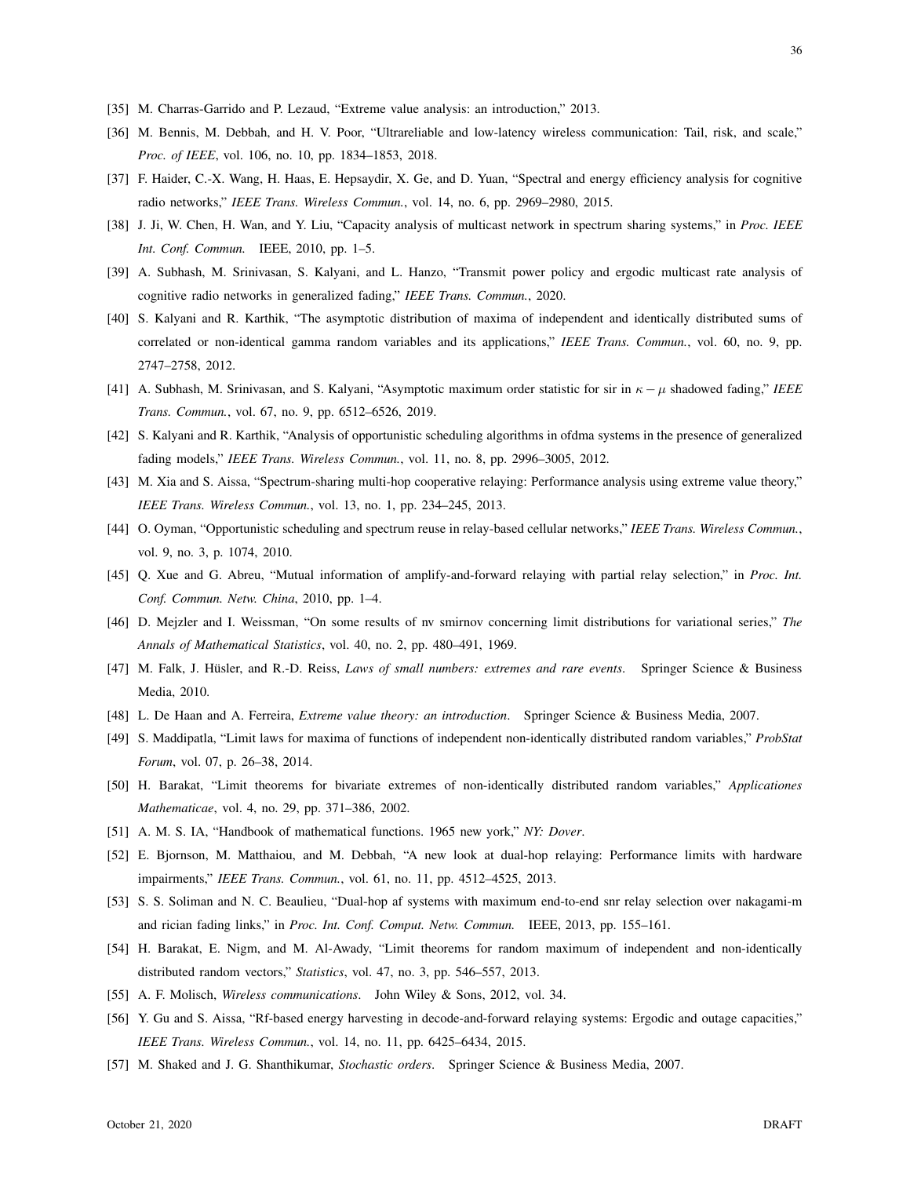[35] M. Charras-Garrido and P. Lezaud, "Extreme value analysis: an introduction," 2013.

[36] M. Bennis, M. Debbah, and H. V. Poor, "Ultrareliable and low-latency wireless communication: Tail, risk, and scale," *Proc. of IEEE*, vol. 106, no. 10, pp. 1834–1853, 2018.

[37] F. Haider, C.-X. Wang, H. Haas, E. Hepsaydir, X. Ge, and D. Yuan, "Spectral and energy efficiency analysis for cognitive radio networks," *IEEE Trans. Wireless Commun.*, vol. 14, no. 6, pp. 2969–2980, 2015.

[38] J. Ji, W. Chen, H. Wan, and Y. Liu, "Capacity analysis of multicast network in spectrum sharing systems," in *Proc. IEEE Int. Conf. Commun.* IEEE, 2010, pp. 1–5.

[39] A. Subhash, M. Srinivasan, S. Kalyani, and L. Hanzo, "Transmit power policy and ergodic multicast rate analysis of cognitive radio networks in generalized fading," *IEEE Trans. Commun.*, 2020.

[40] S. Kalyani and R. Karthik, "The asymptotic distribution of maxima of independent and identically distributed sums of correlated or non-identical gamma random variables and its applications," *IEEE Trans. Commun.*, vol. 60, no. 9, pp. 2747–2758, 2012.

[41] A. Subhash, M. Srinivasan, and S. Kalyani, "Asymptotic maximum order statistic for sir in $\kappa-\mu$ shadowed fading," *IEEE Trans. Commun.*, vol. 67, no. 9, pp. 6512–6526, 2019.

[42] S. Kalyani and R. Karthik, "Analysis of opportunistic scheduling algorithms in ofdma systems in the presence of generalized fading models," *IEEE Trans. Wireless Commun.*, vol. 11, no. 8, pp. 2996–3005, 2012.

[43] M. Xia and S. Aissa, "Spectrum-sharing multi-hop cooperative relaying: Performance analysis using extreme value theory," *IEEE Trans. Wireless Commun.*, vol. 13, no. 1, pp. 234–245, 2013.

[44] O. Oyman, "Opportunistic scheduling and spectrum reuse in relay-based cellular networks," *IEEE Trans. Wireless Commun.*, vol. 9, no. 3, p. 1074, 2010.

[45] Q. Xue and G. Abreu, "Mutual information of amplify-and-forward relaying with partial relay selection," in *Proc. Int. Conf. Commun. Netw. China*, 2010, pp. 1–4.

[46] D. Mejzler and I. Weissman, "On some results of nv smirnov concerning limit distributions for variational series," *The Annals of Mathematical Statistics*, vol. 40, no. 2, pp. 480–491, 1969.

[47] M. Falk, J. Hüsler, and R.-D. Reiss, *Laws of small numbers: extremes and rare events*. Springer Science & Business Media, 2010.

[48] L. De Haan and A. Ferreira, *Extreme value theory: an introduction*. Springer Science & Business Media, 2007.

[49] S. Maddipatla, "Limit laws for maxima of functions of independent non-identically distributed random variables," *ProbStat Forum*, vol. 07, p. 26–38, 2014.

[50] H. Barakat, "Limit theorems for bivariate extremes of non-identically distributed random variables," *Applicationes Mathematicae*, vol. 4, no. 29, pp. 371–386, 2002.

[51] A. M. S. IA, "Handbook of mathematical functions. 1965 new york," *NY: Dover*.

[52] E. Bjornson, M. Matthaiou, and M. Debbah, "A new look at dual-hop relaying: Performance limits with hardware impairments," *IEEE Trans. Commun.*, vol. 61, no. 11, pp. 4512–4525, 2013.

[53] S. S. Soliman and N. C. Beaulieu, "Dual-hop af systems with maximum end-to-end snr relay selection over nakagami-m and rician fading links," in *Proc. Int. Conf. Comput. Netw. Commun.* IEEE, 2013, pp. 155–161.

[54] H. Barakat, E. Nigm, and M. Al-Awady, "Limit theorems for random maximum of independent and non-identically distributed random vectors," *Statistics*, vol. 47, no. 3, pp. 546–557, 2013.

[55] A. F. Molisch, *Wireless communications*. John Wiley & Sons, 2012, vol. 34.

[56] Y. Gu and S. Aissa, "Rf-based energy harvesting in decode-and-forward relaying systems: Ergodic and outage capacities," *IEEE Trans. Wireless Commun.*, vol. 14, no. 11, pp. 6425–6434, 2015.

[57] M. Shaked and J. G. Shanthikumar, *Stochastic orders*. Springer Science & Business Media, 2007.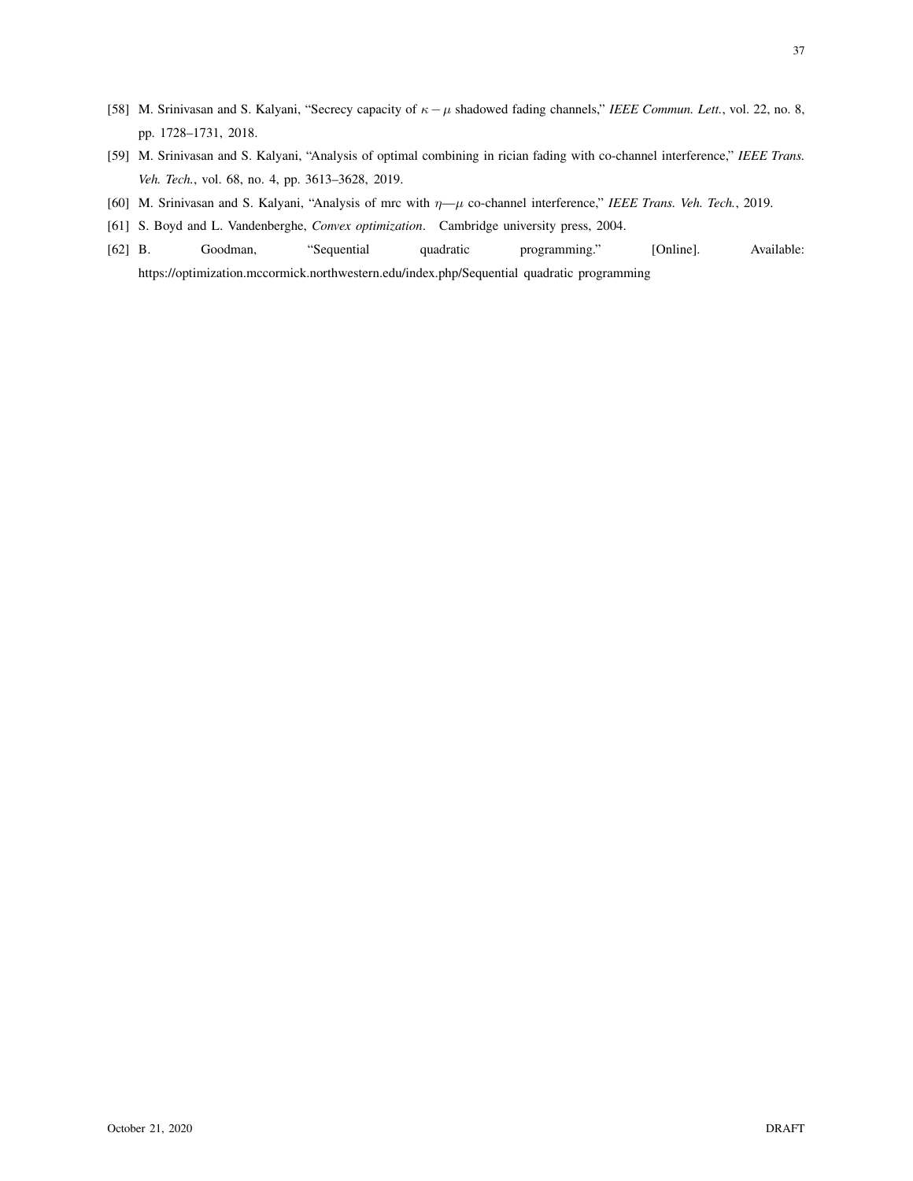[58] M. Srinivasan and S. Kalyani, "Secrecy capacity of $\kappa-\mu$ shadowed fading channels," *IEEE Commun. Lett.*, vol. 22, no. 8, pp. 1728–1731, 2018.

[59] M. Srinivasan and S. Kalyani, "Analysis of optimal combining in rician fading with co-channel interference," *IEEE Trans. Veh. Tech.*, vol. 68, no. 4, pp. 3613–3628, 2019.

[60] M. Srinivasan and S. Kalyani, "Analysis of mrc with $\eta$—$\mu$ co-channel interference," *IEEE Trans. Veh. Tech.*, 2019.

[61] S. Boyd and L. Vandenberghe, *Convex optimization*. Cambridge university press, 2004.

[62] B. Goodman, "Sequential quadratic programming." [Online]. Available: https://optimization.mccormick.northwestern.edu/index.php/Sequential quadratic programming